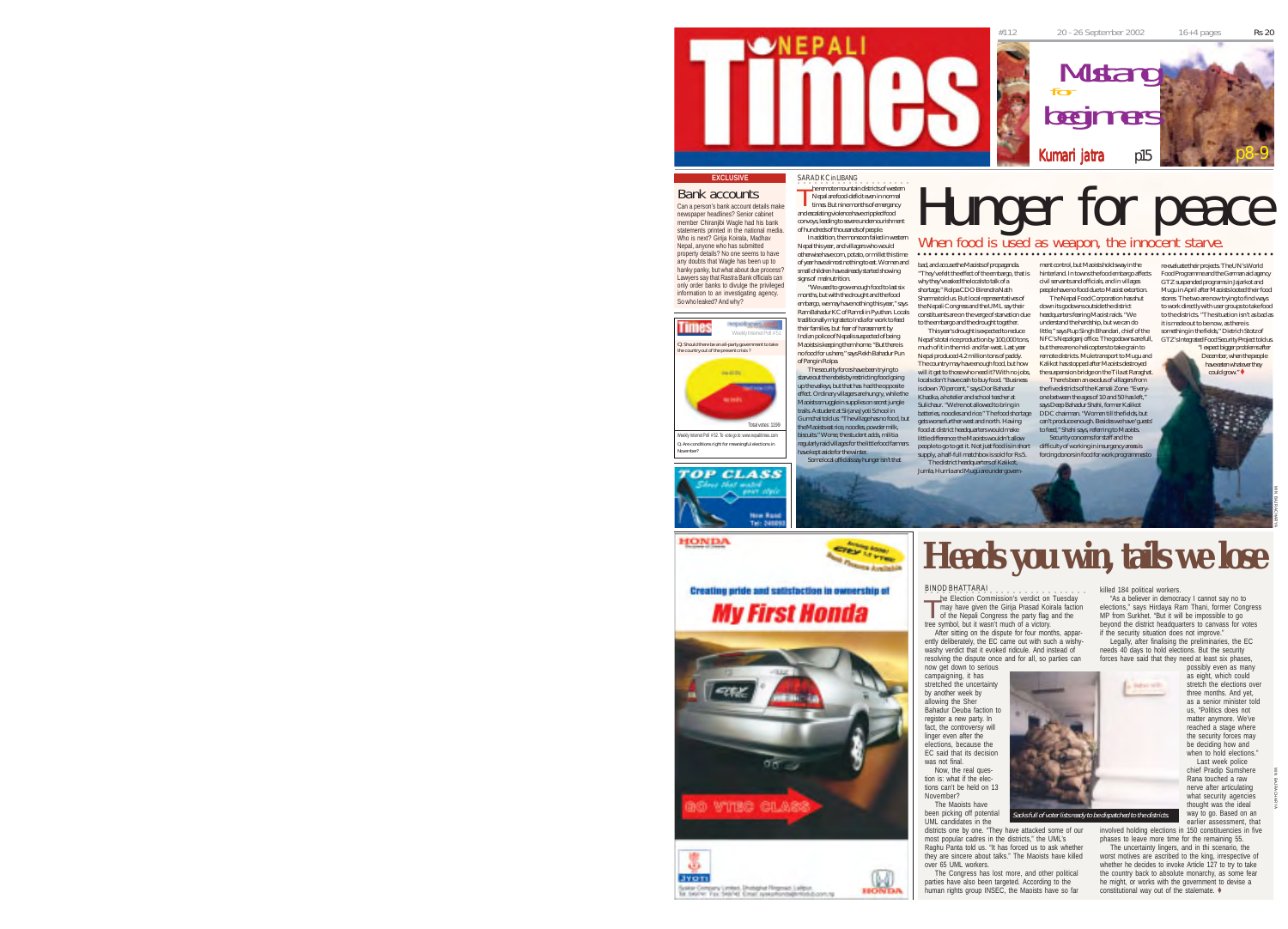# Nepali Times

#112 20 - 26 September 2002 16+4 pages Rs 20

Mustang for beginners p8-9

Kumari jatra p15

**EXCLUSIVE**

## Bank accounts

Can a person's bank account details make newspaper headlines? Senior cabinet member Chiranjibi Wagle had his bank statements printed in the national media. Who is next? Girija Koirala, Madhav Nepal, anyone who has submitted property details? No one seems to have any doubts that Wagle has been up to hanky panky, but what about due process? Lawyers say that Rastra Bank officials can only order banks to divulge the privileged information to an investigating agency. So who leaked? And why?

Weekly Internet Poll #52

Q. Should there be an all-party government to take the country out of the present crisis?

Total votes: 1199

Weekly Internet Poll #52. To vote go to: www.nepalitimes.com

Q. Are conditions right for meaningful elections in November?

# Hunger for peace

## When food is used as weapon, the innocent starve.

SARAD KC in LIBANG

The remote mountain districts of western Nepal are food-deficit even in normal times. But nine months of emergency and escalating violence have crippled food convoys, leading to severe undernourishment of hundreds of thousands of people.

In addition, the monsoon failed in western Nepal this year, and villagers who would otherwise have corn, potato, or millet this time of year have almost nothing to eat. Women and small children have already started showing signs of malnutrition.

"We used to grow enough food to last six months, but with the drought and the food embargo, we may have nothing this year," says Ram Bahadur KC of Ramdi in Pyuthan. Locals traditionally migrate to India for work to feed their families, but fear of harassment by Indian police of Nepalis suspected of being Maoists is keeping them home. "But there is no food for us here," says Rekh Bahadur Pun of Pang in Rolpa.

The security forces have been trying to starve out the rebels by restricting food going up the valleys, but that has had the opposite effect. Ordinary villagers are hungry, while the Maoists smuggle in supplies on secret jungle trails. A student at Sirjana Jyoti School in Gumchal told us: "The village has no food, but the Maoists eat rice, noodles, powder milk, biscuits." Worse, the student adds, militia regularly raid villages for the little food farmers have kept aside for the winter.

Some local officials say hunger isn't that bad, and accuse the Maoists of propaganda. "They've felt the effect of the embargo, that is why they've asked the locals to talk of a shortage," Rolpa CDO Birendra Nath Sharma told us. But local representatives of the Nepali Congress and the UML say their constituents are on the verge of starvation due to the embargo and the drought together.

This year's drought is expected to reduce Nepal's total rice production by 100,000 tons, much of it in the mid- and far-west. Last year Nepal produced 4.2 million tons of paddy. The country may have enough food, but how will it get to those who need it? With no jobs, locals don't have cash to buy food. "Business is down 70 percent," says Dor Bahadur Khadka, a hotelier and school teacher at Sulichaur. "We're not allowed to bring in batteries, noodles and rice." The food shortage gets worse further west and north. Having food at district headquarters would make little difference: the Maoists wouldn't allow people to go to get it. Not just food is in short supply, a half-full matchbox is sold for Rs 5.

The district headquarters of Kalikot, Jumla, Humla and Mugu are under government control, but Maoists hold sway in the hinterland. In towns the food embargo affects civil servants and officials, and in villages people have no food due to Maoist extortion.

The Nepal Food Corporation has shut down its godowns outside the district headquarters fearing Maoist raids. "We understand the hardship, but we can do little," says Rup Singh Bhandari, chief of the NFC's Nepalganj office. The godowns are full, but there are no helicopters to take grain to remote districts. Mule transport to Mugu and Kalikot has stopped after Maoists destroyed the suspension bridge on the Tila at Ranghat.

There's been an exodus of villagers from the five districts of the Karnali Zone. "Everyone between the ages of 10 and 50 has left," says Deep Bahadur Shahi, former Kalikot DDC chairman. "Women till the fields, but can't produce enough. Besides we have 'guests' to feed," Shahi says, referring to Maoists.

Security concerns for staff and the difficulty of working in insurgency areas is forcing donors in food for work programmes to re-evaluate their projects. The UN's World Food Programme and the German aid agency GTZ suspended programs in Jajarkot and Mugu in April after Maoists looted their food stores. The two are now trying to find ways to work directly with user groups to take food to the districts. "The situation isn't as bad as it is made out to be now, as there is something in the fields," Dietrich Stotz of GTZ's Integrated Food Security Project told us. "I expect bigger problems after December, when the people have eaten whatever they could grow." ♦

# Heads you win, tails we lose

BINOD BHATTARAI

The Election Commission's verdict on Tuesday may have given the Girija Prasad Koirala faction of the Nepali Congress the party flag and the tree symbol, but it wasn't much of a victory.

After sitting on the dispute for four months, apparently deliberately, the EC came out with such a wishy-washy verdict that it evoked ridicule. And instead of resolving the dispute once and for all, so parties can now get down to serious campaigning, it has stretched the uncertainty by another week by allowing the Sher Bahadur Deuba faction to register a new party. In fact, the controversy will linger even after the elections, because the EC said that its decision was not final.

Now, the real question is: what if the elections can't be held on 13 November?

The Maoists have been picking off potential UML candidates in the districts one by one. "They have attacked some of our most popular cadres in the districts," the UML's Raghu Panta told us. "It has forced us to ask whether they are sincere about talks." The Maoists have killed over 65 UML workers.

The Congress has lost more, and other political parties have also been targeted. According to the human rights group INSEC, the Maoists have so far killed 184 political workers.

"As a believer in democracy I cannot say no to elections," says Hirdaya Ram Thani, former Congress MP from Surkhet. "But it will be impossible to go beyond the district headquarters to canvass for votes if the security situation does not improve."

Legally, after finalising the preliminaries, the EC needs 40 days to hold elections. But the security forces have said that they need at least six phases, possibly even as many as eight, which could stretch the elections over three months. And yet, as a senior minister told us, "Politics does not matter anymore. We've reached a stage where the security forces may be deciding how and when to hold elections."

Last week police chief Pradip Sumshere Rana touched a raw nerve after articulating what security agencies thought was the ideal way to go. Based on an earlier assessment, that involved holding elections in 150 constituencies in five phases to leave more time for the remaining 55.

The uncertainty lingers, and in this scenario, the worst motives are ascribed to the king, irrespective of whether he decides to invoke Article 127 to try to take the country back to absolute monarchy, as some fear he might, or works with the government to devise a constitutional way out of the stalemate. ♦

*Sacks full of voter lists ready to be dispatched to the districts.*

TOP CLASS
Shoes that match your style
New Road
Tel: 245093

HONDA
Creating pride and satisfaction in ownership of
My First Honda
GO VTEC CLASS
JYOTI
Syakar Company Limited, Dhobighat Ringroad, Lalitpur.
Tel: 546741 Fax: 546740 Email: syakarhonda@mos.com.np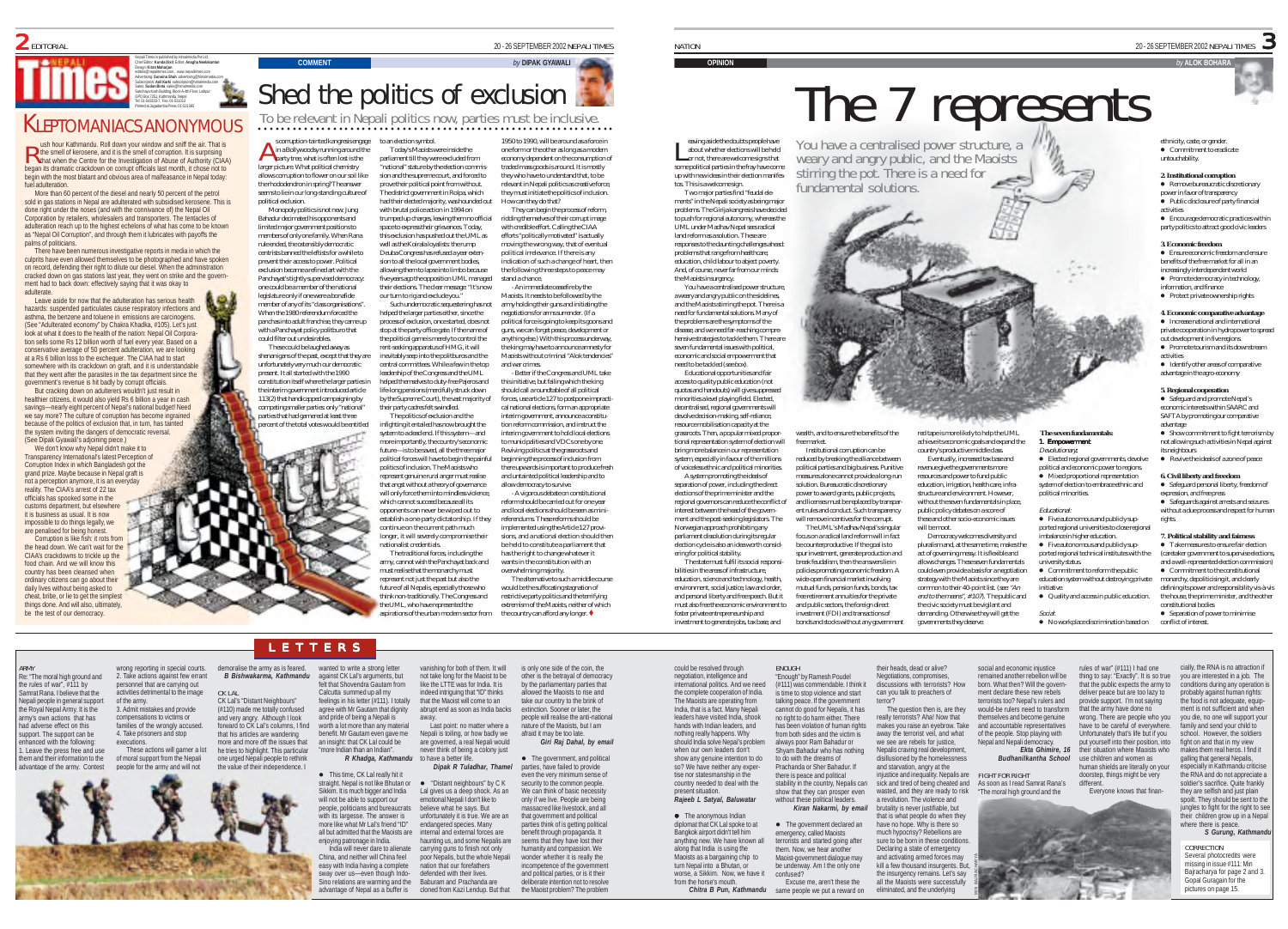# KLEPTOMANIACS ANONYMOUS

Rush hour Kathmandu. Roll down your window and sniff the air. That is the smell of kerosene, and it is the smell of corruption. It is surprising that when the Centre for the Investigation of Abuse of Authority (CIAA) began its dramatic crackdown on corrupt officials last month, it chose not to begin with the most blatant and obvious area of malfeasance in Nepal today: fuel adulteration.

More than 60 percent of the diesel and nearly 50 percent of the petrol sold in gas stations in Nepal are adulterated with subsidised kerosene. This is done right under the noses (and with the connivance of) the Nepal Oil Corporation by retailers, wholesalers and transporters. The tentacles of adulteration reach up to the highest echelons of what has come to be known as "Nepal Oil Corruption", and through them it lubricates with payoffs the palms of politicians.

There have been numerous investigative reports in media in which the culprits have even allowed themselves to be photographed and have spoken on record, defending their right to dilute our diesel. When the administration cracked down on gas stations last year, they went on strike and the government had to back down: effectively saying that it was okay to adulterate.

Leave aside for now that the adulteration has serious health hazards: suspended particulates cause respiratory infections and asthma, the benzene and toluene in emissions are carcinogens. (See "Adulterated economy" by Chakra Khadka, #105). Let's just look at what it does to the health of the nation: Nepal Oil Corporation sells some Rs 12 billion worth of fuel every year. Based on a conservative average of 50 percent adulteration, we are looking at a Rs 6 billion loss to the exchequer. The CIAA had to start somewhere with its crackdown on graft, and it is understandable that they went after the parasites in the tax department since the government's revenue is hit badly by corrupt officials.

But cracking down on adulterers wouldn't just result in healthier citizens, it would also yield Rs 6 billion a year in cash savings—nearly eight percent of Nepal's national budget! Need we say more? The culture of corruption has become ingrained because of the politics of exclusion that, in turn, has tainted the system inviting the dangers of democratic reversal. (See Dipak Gyawali's adjoining piece.)

We don't know why Nepal didn't make it to Transparency International's latest Perception of Corruption Index in which Bangladesh got the grand prize. Maybe because in Nepal graft is not a perception anymore, it is an everyday reality. The CIAA's arrest of 22 tax officials has spooked some in the customs department, but elsewhere it is business as usual. It is now impossible to do things legally, we are penalised for being honest.

Corruption is like fish: it rots from the head down. We can't wait for the CIAA's crackdowns to trickle up the food chain. And we will know this country has been cleansed when ordinary citizens can go about their daily lives without being asked to cheat, bribe, or lie to get the simplest things done. And will also, ultimately, be the test of our democracy.

Nepali Times is published by Himalmedia Pvt Ltd, Chief Editor: Kunda Dixit Editor: Anagha Neelakantan Design: Kiran Maharjan editors@nepalitimes.com, www.nepalitimes.com Advertising: Sunaina Shah advertising@himalmedia.com Subscription: Anil Karki subscription@himalmedia.com Sales: Sudan Bista sales@himalmedia.com Sanchaya Kosh Building, Block A-4th Floor, Lalitpur GPO Box 7251, Kathmandu, Nepal Tel: 01-543333-7, Fax: 01-521013 Printed at Jagadamba Press 01-521393

COMMENT by DIPAK GYAWALI

# Shed the politics of exclusion

## To be relevant in Nepali politics now, parties must be inclusive.

As corruption-tainted Kangresis engage in a Bollywoody running around the party tree, what is often lost is the larger picture. What political chemistry allows corruption to flower on our soil like the rhododendron in spring? The answer seems to lie in our long-standing culture of political exclusion.

Monopoly politics is not new: Jung Bahadur decimated his opponents and limited major government positions to members of only one family. When Rana rule ended, the ostensibly democratic centrists banned the leftists for a while to prevent their access to power. Political exclusion became a refined art with the Panchayat's tightly supervised democracy: one could be a member of the national legislature only if one were a bonafide member of any of its "class organisations". When the 1980 referendum forced the panchas to adult franchise, they came up with a Panchayat policy politburo that could filter out undesirables.

These could be laughed away as shenanigans of the past, except that they are unfortunately very much our democratic present. It all started with the 1990 constitution itself which, being their parties in the interim government introduced article 113(2) that handicapped campaigning by only major parties: only "national" parties that had garnered at least three percent of the total votes would be entitled to an election symbol.

Today's Maoists were inside the parliament till they were excluded from "national" stature by the election commission and the supreme court, and forced to prove their political point from without. The district government in Rolpa, which had their elected majority, was hounded out with brutal police action in 1994 on trumped up charges, leaving them no official space to express their grievances. Today, this exclusion has pushed out the UML as well as the Koirala loyalists: the rump Deuba Congress has refused a year extension to all the local government bodies, allowing them to lapse into limbo because five years ago the opposition UML managed their elections. The clear message: "It's now our turn to rig and exclude you."

Such undemocratic sequestering has not helped the larger parties either, since the process of exclusion, once started, does not stop at the party office gate. If the name of the political game is merely to control the rent-seeking apparatus of HMG, it will inevitably seep into the politburos and the central committees. While a few in the top leadership of the Congress and the UML helped themselves to duty-free Pajeros and life-long pensions (mercifully struck down by the Supreme Court), the vast majority of their party cadres felt swindled.

The politics of exclusion and the infighting it entailed has now brought the system to a dead end. If this system—and more importantly, the country's economic future—is to be saved, all the three major political forces will have to begin the painful politics of inclusion. The Maoists who represent genuine rural anger must realise that anger without a theory of governance will only force them into mindless violence, which cannot succeed because all its opponents can never be wiped out to establish a one-party dictatorship. If they continue on the current path much longer, it will severely compromise their nationalist credentials.

The traditional forces, including the army, cannot wish the Panchayat back and must realise that the monarchy must represent not just the past but also the future of all Nepalis, especially those who think non-traditionally. The Congress and the UML, who have represented the aspirations of the urban modern sector from 1950 to 1990, will be around as a force in one form or the other as long as a modern economy dependent on the consumption of traded mass goods is around. It is mostly they who have to understand that, to be relevant in Nepali politics as creative force, they must initiate the politics of inclusion. How can they do that?

They can begin the process of reform, ridding themselves of their corrupt image with credible effort. Calling the CIAA efforts "politically motivated" is actually moving the wrong way, that of eventual political irrelevance. If there is any indication of such a change of heart, then the following three steps to peace may stand a chance:

- An immediate ceasefire by the Maoists. It needs to be followed by the army holding their guns and initiating the negotiations for arms surrender. (If a political force is going to keep its goons and guns, we can forget peace, development or anything else.) With this process underway, the king may have to announce amnesty for Maoists without criminal records and war crimes.

- Better if the Congress and UML take this initiative, but failing which the king should call a roundtable of all political forces, use article 127 to postpone impractical national elections, form an appropriate interim government, announce a constitution reform commission, and instruct the interim government to hold local elections to municipalities and VDCs one by one. Reviving politics at the grassroots and beginning the process of inclusion from there upwards is important to produce fresh and untainted political leadership and to allow democracy to survive.

- A vigorous debate on constitutional reform should be carried out for one year and local elections should become as mini-referendums. These reforms should be implemented using the Article 127 provisions, and a national election should then be held to constitute a parliament that has the right to change whatever it wants in the constitution with an overwhelming majority.

The alternative to such a middle course would be the suffocating saga of restrictive party politics and the terrifying extremism of the Maoists, neither of which the country can afford any longer. ♦

# LETTERS

**ARMY**

Re: "The moral high ground and the rules of war", #111 by Samrat Rana. I believe that the Nepali people in general support the Royal Nepal Army. It is the army's own actions that has had adverse effect on this support. The support can be enhanced with the following:
1. Leave the press free and use them and their information to the advantage of the army. Contest wrong reporting in special courts.
2. Take actions against few errant personnel that are carrying out activities detrimental to the image of the army.
3. Admit mistakes and provide compensations to victims or families of the wrongly accused.
4. Take prisoners and stop executions.

These actions will garner a lot of moral support from the Nepali people for the army and will not demoralise the army as is feared.

***B Bishwakarma, Kathmandu***

**CK LAL**

CK Lal's "Distant Neighbours" (#110) made me totally confused and very angry. Although I look forward to CK Lal's columns, I find that his articles are wandering more and more off the issues that he tries to highlight. This particular one urged Nepali people to rethink the value of their independence. I wanted to write a strong letter against CK Lal's arguments, but felt that Shovendra Gautam from Calcutta summed up all my feelings in his letter (#111). I totally agree with Mr Gautam that dignity and pride of being a Nepali is worth a lot more than any material benefit. Mr Gautam even gave me an insight: that CK Lal could be "more Indian than an Indian".

***R Khadga, Kathmandu***

● This time, CK Lal really hit it straight. Nepal is not like Bhutan or Sikkim. It is much bigger and India will not be able to support our people, politicians and bureaucrats with its largesse. The answer is more like what Mr Lal's friend "ID" all but admitted that the Maoists are enjoying patronage in India.

India will never dare to alienate China, and neither will China feel easy with India having a complete sway over us—even though Indo-Sino relations are warming and the advantage of Nepal as a buffer is vanishing for both of them. It will not take long for the Maoist to be like the LTTE was for India. It is indeed intriguing that "ID" thinks that the Maoist will come to an abrupt end as soon as India backs away.

Last point: no matter where a Nepali is toiling, or how badly we are governed, a real Nepali would never think of being a colony just to have a better life.

***Dipak R Tuladhar, Thamel***

● "Distant neighbours" by C K Lal gives us a deep shock. As an emotional Nepali I don't like to believe what he says. But unfortunately it is true. We are an endangered species. Many internal and external forces are haunting us, and some Nepalis are carrying guns to finish not only poor Nepalis, but the whole Nepali nation that our forefathers defended with their lives. Baburam and Prachanda are cloned from Kazi Lendup. But that is only one side of the coin, the other is the betrayal of democracy by the parliamentary parties that allowed the Maoists to rise and take our country to the brink of extinction. Sooner or later, the people will realise the anti-national nature of the Maoists, but I am afraid it may be too late.

***Giri Raj Dahal, by email***

● The government, and political parties, have failed to provide even the very minimum sense of security to the common people. We can think of basic necessity only if we live. People are being massacred like livestock, and all that government and political parties think of is getting political benefit through propaganda. It seems that they have lost their humanity and compassion. We wonder whether it is really the incompetence of the government and political parties, or is it their deliberate intention not to resolve the Maoist problem? The problem could be resolved through negotiation, intelligence and international politics. And we need the complete cooperation of India. The Maoists are operating from India, that is a fact. Many Nepali leaders have visited India, shook hands with Indian leaders, and nothing really happens. Why should India solve Nepal's problem when our own leaders don't show any genuine intention to do so? We have neither any expertise nor statesmanship in the country needed to deal with the present situation.

***Rajeeb L Satyal, Baluwatar***

● The anonymous Indian diplomat that CK Lal spoke to at Bangkok airport didn't tell him anything new. We have known all along that India is using the Maoists as a bargaining chip to turn Nepal into a Bhutan, or worse, a Sikkim. Now, we have it from the horse's mouth.

***Chitra B Pun, Kathmandu***

**ENOUGH**

"Enough" by Ramesh Poudel (#111) was commendable. I think it is time to stop violence and start talking peace. If the government cannot do good for Nepalis, it has no right to do harm either. There has been violation of human rights from both sides and the victim is always poor Ram Bahadur or Shyam Bahadur who has nothing to do with the dreams of Prachanda or Sher Bahadur. If there is peace and political stability in the country, Nepalis can show that they can prosper even without these political leaders.

***Kiran Nakarmi, by email***

● The government declared an emergency, called Maoists terrorists and started going after them. Now, we hear another Maoist-government dialogue may be underway. Am I the only one confused?

Excuse me, aren't these the same people we put a reward on their heads, dead or alive? Negotiations, compromises, discussions with terrorists? How can you talk to preachers of terror?

The question then is, are they really terrorists? Aha! Now that makes you raise an eyebrow. Take away the terrorist veil, and what we see are rebels for justice. Nepalis craving real development, disillusioned by the homelessness and starvation, angry at the injustice and inequality. Nepalis are sick and tired of being cheated and wasted, and they are ready to risk a revolution. The violence and brutality is never justifiable, but that is what people do when they have no hope. Why is there so much hypocrisy? Rebellions are sure to be born in these conditions. Declaring a state of emergency and activating armed forces may kill a few thousand insurgents. But, the insurgency remains. Let's say all the Maoists were successfully eliminated, and the underlying social and economic injustice remained another rebellion will be born. What then? Will the government declare these new rebels terrorists too? Nepal's rulers and would-be rulers need to transform themselves and become genuine and accountable representatives of the people. Stop playing with Nepal and Nepali democracy.

***Ekta Ghimire, 16***
***Budhanilkantha School***

**FIGHT FOR RIGHT**

As soon as I read Samrat Rana's "The moral high ground and the rules of war" (#111) I had one thing to say: "Exactly". It is so true that the public expects the army to deliver peace but are too lazy to provide support. I'm not saying that the army have done no wrong. There are people who you have to be careful of everywhere. Unfortunately that's life but if you put yourself into their position, into their situation where Maoists who use children and women as human shields are literally on your doorstep, things might be very different.

Everyone knows that financially, the RNA is no attraction if you are interested in a job. The conditions during any operation is probably against human rights: the food is not adequate, equipment is not sufficient and when you die, no one will support your family and send your child to school. However, the soldiers fight on and that in my view makes them real heroes. I find it galling that general Nepalis, especially in Kathmandu criticise the RNA and do not appreciate a soldier's sacrifice. Quite frankly they are selfish and just plain spoilt. They should be sent to the jungles to fight for the right to see their children grow up in a Nepal where there is peace.

***S Gurung, Kathmandu***

**CORRECTION**

Several photocredits were missing in issue #111: Min Bajracharya for page 2 and 3. Gopal Guragain for the pictures on page 15.

OPINION by ALOK BOHARA

# The 7 represents

## You have a centralised power structure, a weary and angry public, and the Maoists stirring the pot. There is a need for fundamental solutions.

Leaving aside the doubts people have about whether elections will be held or not, there are welcome signs that some political parties in the fray have come up with new ideas in their election manifestos. This is a welcome sign.

Two major parties find "feudal elements" in the Nepali society as being major problems. The Girija Kangresis have decided to push for regional autonomy, whereas the UML under Madhav Nepal sees radical land reform as a solution. These are responses to the daunting challenges ahead: problems that range from healthcare, education, child labour to abject poverty. And, of course, never far from our minds: the Maoists insurgency.

You have a centralised power structure, a weary and angry public on the sidelines, and the Maoists stirring the pot. There is a need for fundamental solutions. Many of the problems are the symptoms of the disease, and we need far-reaching comprehensive strategies to tackle them. There are seven fundamental areas of reform that need to be tackled (see box).

Educational opportunities and fair access to quality public education (not quotas and handouts) will give suppressed minorities a level playing field. Elected, decentralised, regional governments will devolve decision-making, self-reliance, resource mobilisation capacity at the grassroots. Then, a popular mixed proportional representation system of election will bring more balance in our representation system, especially in favour of the millions of voiceless ethnic and political minorities.

A system promoting the ideals of separation of power, including the direct elections of the prime minister and the regional governors can reduce the conflict of interest between the head of the government and the post-seeking legislators. The Norwegian approach prohibiting any parliament dissolution during its regular election cycle is also an idea worth considering for political stability.

The state must fulfil its social responsibilities in the areas of infrastructure, education, science and technology, health, environment, social justice, law and order, and personal liberty and free speech. But it must also free the economic environment to foster private entrepreneurship and investment to generate jobs, tax base, and wealth, and to ensure the benefits of the free market.

Institutional corruption can be reduced by breaking the alliance between political parties and big business. Punitive measures alone cannot provide a long-run solution. Bureaucratic discretionary power to award grants, public projects, and licenses must be replaced by transparent rules and conduct. Such transparency will remove incentives for the corrupt.

The UML's Madhav Nepal's singular focus on a radical land reform will in fact be counterproductive. If the goal is to spur investment, generate production and break feudalism, then the answer lies in policies promoting economic freedom. A wide open financial market involving mutual funds, pension funds, bonds, tax free retirement annuities for the private and public sectors, the foreign direct investment (FDI) and transactions of bonds and stocks without any government red tape is more likely to help the UML achieve its economic goals and expand the country's productive middle class.

Eventually, increased tax base and revenue give the governments more resources and power to fund public education, irrigation, health care, infrastructure and environment. However, without these seven fundamentals in place, public policy debates on a score of these and other socio-economic issues will be moot.

Democracy welcomes diversity and pluralism and, at the same time, makes the act of governing messy. It is flexible and allows changes. These seven fundamentals could even provide a basis for a negotiation strategy with the Maoists since they are common to their 40-point list. (see "An end to the means", #107). The public and the civic society must be vigilant and demanding. Otherwise they will get the governments they deserve.

**The seven fundamentals:**

**1. Empowerment**

*Devolutionary:*
● Elected regional governments, devolve political and economic power to regions.
● Mixed proportional representation system of election to embrace ethnic and political minorities.

*Educational:*
● Five autonomous and publicly supported regional universities to close regional imbalance in higher education.
● Five autonomous and publicly supported regional technical institutes with the university status.
● Commitment to reform the public education system without destroying private initiative.
● Quality and access in public education.

*Social:*
● No workplace discrimination based on ethnicity, caste, or gender.
● Commitment to eradicate untouchability.

**2. Institutional corruption**
● Remove bureaucratic discretionary power in favor of transparency
● Public disclosure of party financial activities
● Encourage democratic practices within party politics to attract good civic leaders

**3. Economic freedom**
● Ensure economic freedom and ensure benefits of the free market for all in an increasingly interdependent world
● Promote democracy in technology, information, and finance
● Protect private ownership rights

**4. Economic comparative advantage**
● Increase national and international private cooperation in hydropower to spread out development in five regions.
● Promote tourism and its downstream activities
● Identify other areas of comparative advantage in the agro-economy

**5. Regional cooperation**
● Safeguard and promote Nepal's economic interests within SAARC and SAFTA by promoting our comparative advantage
● Show commitment to fight terrorism by not allowing such activities in Nepal against its neighbours
● Revive the ideals of a zone of peace

**6. Civil liberty and freedom**
● Safeguard personal liberty, freedom of expression, and free press
● Safeguards against arrests and seizures without a due process and respect for human rights

**7. Political stability and fairness**
● Take measures to ensure fair election (caretaker government to supervise elections, and a well-represented election commission)
● Commitment to the constitutional monarchy, depoliticising it, and clearly defining its power and responsibility vis-à-vis the house, the prime minister, and the other constitutional bodies
● Separation of power to minimise conflict of interest.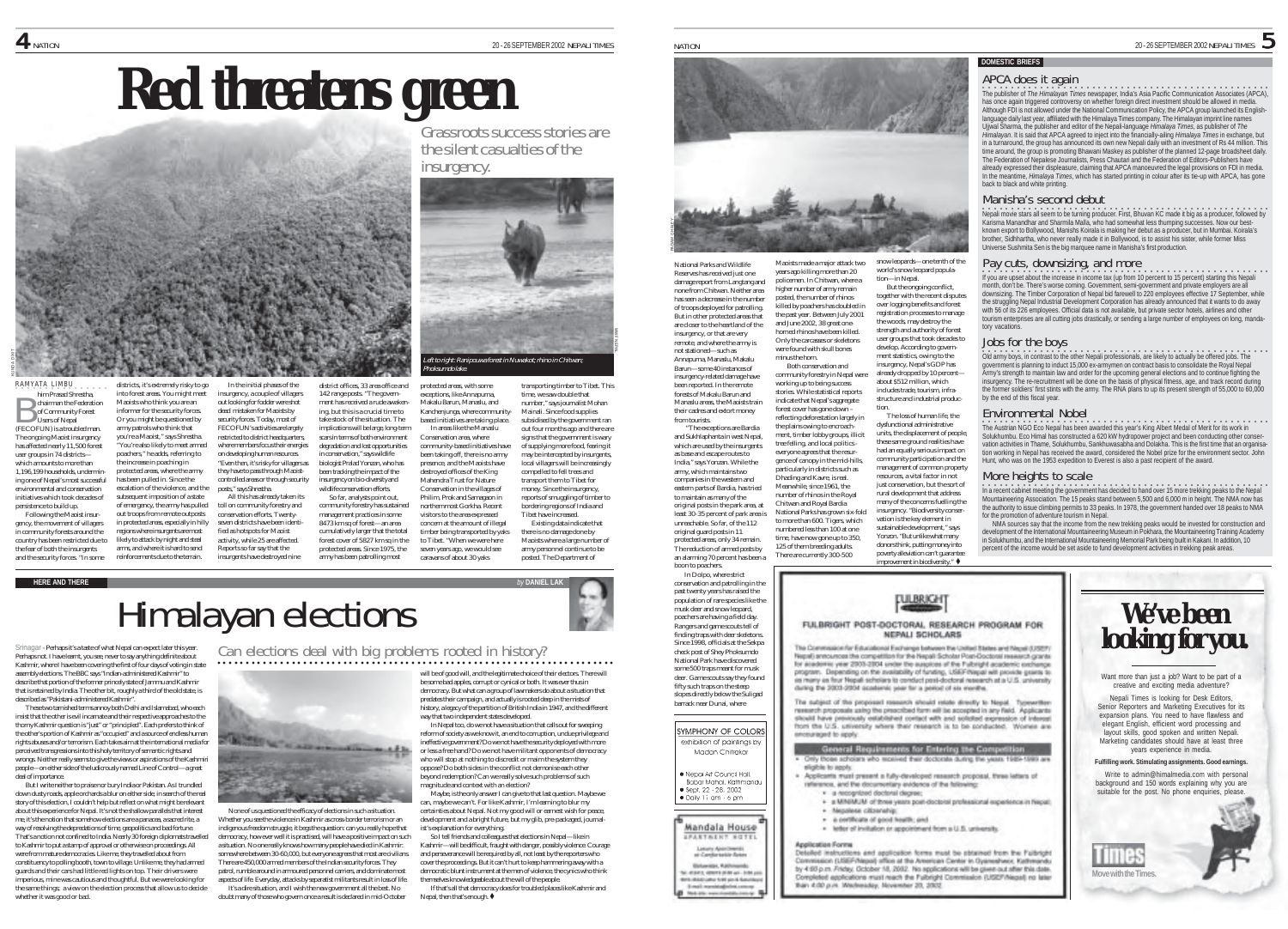# Red threatens green

Grassroots success stories are the silent casualties of the insurgency.

Left to right: Ranipauwa forest in Nuwakot; rhino in Chitwan; Phoksundo lake.

RAMYATA LIMBU

Bhim Prasad Shrestha, chairman the Federation of Community Forest Users of Nepal (FECOFUN) is a troubled man. The ongoing Maoist insurgency has affected nearly 11,500 forest user groups in 74 districts—which amounts to more than 1,196,199 households, undermining one of Nepal's most successful environmental and conservation initiatives which took decades of persistence to build up.

Following the Maoist insurgency, the movement of villagers in community forests around the country has been restricted due to the fear of both the insurgents and the security forces. "In some districts, it's extremely risky to go into forest areas. You might meet Maoists who think you are an informer for the security forces. Or you might be questioned by army patrols who think that you're a Maoist," says Shrestha. "You're also likely to meet armed poachers," he adds, referring to the increase in poaching in protected areas, where the army has been pulled in. Since the escalation of the violence, and the subsequent imposition of a state of emergency, the army has pulled out troops from remote outposts in protected areas, especially in hilly regions where insurgents are most likely to attack by night and steal arms, and where it is hard to send reinforcements due to the terrain.

In the initial phases of the insurgency, a couple of villagers out looking for fodder were shot dead mistaken for Maoists by security forces. Today, most of FECOFUN's activities are largely restricted to district headquarters, where members focus their energies on developing human resources. "Even then, it's risky for villagers as they have to pass through Maoist-controlled areas or through security posts," says Shrestha.

All this has already taken its toll on community forestry and conservation efforts. Twenty-seven districts have been identified as hotspots for Maoist activity, while 25 are affected. Reports so far say that the insurgents have destroyed nine district offices, 33 area offices and 142 range posts. "The government has received a rude awakening, but this is a crucial time to take stock of the situation. The implications will be large, long-term scars in terms of both environment degradation and lost opportunities in conservation," says wildlife biologist Prabal Yonzan, who has been tracking the impact of the insurgency on bio-diversity and wildlife conservation efforts.

So far, analysts point out, community forestry has sustained management practices in some 8473 km sq of forest—an area cumulatively larger that the total forest cover of 5827 km sq in the protected areas. Since 1975, the army has been patrolling most protected areas, with some exceptions, like Annapurna, Makalu Barun, Manaslu, and Kanchenjunga, where community-based initiatives are taking place.

In areas like the Manaslu Conservation area, where community-based initiatives have been taking off, there is no army presence, and the Maoists have destroyed offices of the King Mahendra Trust for Nature Conservation in the villages of Philim, Prok and Samagaon in northernmost Gorkha. Recent visitors to the area expressed concern at the amount of illegal timber being transported by yaks to Tibet. "When we were here seven years ago, we would see caravans of about 30 yaks transporting timber to Tibet. This time, we saw double that number," says journalist Mohan Mainali. Since food supplies subsidised by the government ran out four months ago and there are signs that the government is wary of supplying more food, fearing it may be intercepted by insurgents, local villagers will be increasingly compelled to fell trees and transport them to Tibet for money. Since the insurgency, reports of smuggling of timber to bordering regions of India and Tibet have increased.

Existing data indicate that there is no damage done by Maoists where a large number of army personnel continue to be posted. The Department of National Parks and Wildlife Reserves has received just one damage report from Langtang and none from Chitwan. Neither area has seen a decrease in the number of troops deployed for patrolling. But in other protected areas that are closer to the heartland of the insurgency, or that are very remote, and where the army is not stationed—such as Annapurna, Manaslu, Makalu Barun—some 40 instances of insurgency-related damage have been reported. In the remote forests of Makalu Barun and Manaslu areas, the Maoists train their cadres and extort money from tourists.

"The exceptions are Bardia and Sukhlaphanta in west Nepal, which are used by the insurgents as base and escape routes to India," says Yonzan. While the army, which maintains two companies in the western and eastern parts of Bardia, has tried to maintain as many of the original posts in the park area, at least 30-35 percent of park area is unreachable. So far, of the 112 original guard posts in 11 protected areas, only 34 remain. The reduction of armed posts by an alarming 70 percent has been a boon to poachers.

In Dolpa, where strict conservation and patrolling in the past twenty years has raised the population of rare species like the musk deer and snow leopard, poachers are having a field day. Rangers and game scouts tell of finding traps with deer skeletons. Since 1998, officials at the Sekpa check post of Shey Phoksundo National Park have discovered some 500 traps meant for musk deer. Game scouts say they found fifty such traps on the steep slopes directly below the Suligad barrack near Dunai, where Maoists made a major attack two years ago killing more than 20 policemen. In Chitwan, where a higher number of army remain posted, the number of rhinos killed by poachers has doubled in the past year. Between July 2001 and June 2002, 38 great one-horned rhinos have been killed. Only the carcasses or skeletons were found with skull bones minus the horn.

Both conservation and community forestry in Nepal were working up to being success stories. While statistical reports indicate that Nepal's aggregate forest cover has gone down—reflecting deforestation largely in the plains owing to encroachment, timber lobby groups, illicit tree felling, and local politics—everyone agrees that the resurgence of canopy in the mid-hills, particularly in districts such as Dhading and Kavre, is real. Meanwhile, since 1961, the number of rhinos in the Royal Chitwan and Royal Bardia National Parks has grown six-fold to more than 600. Tigers, which numbered less than 100 at one time, have now gone up to 350, 125 of them breeding adults. There are currently 300-500 snow leopards—one tenth of the world's snow leopard population—in Nepal.

But the ongoing conflict, together with the recent disputes over logging benefits and forest registration processes to manage the woods, may destroy the strength and authority of forest user groups that took decades to develop. According to government statistics, owing to the insurgency, Nepal's GDP has already dropped by 10 percent—about $512 million, which includes trade, tourism, infrastructure and industrial production.

The loss of human life, the dysfunctional administrative units, the displacement of people, these same ground realities have had an equally serious impact on community participation and the management of common property resources, a vital factor in not just conservation, but the sort of rural development that address many of the concerns fuelling the insurgency. "Biodiversity conservation is the key element in sustainable development," says Yonzan. "But unlike what many donors think, putting money into poverty alleviation can't guarantee improvement in biodiversity." ♦

## HERE AND THERE

by DANIEL LAK

# Himalayan elections

Can elections deal with big problems rooted in history?

Srinagar - Perhaps it's a taste of what Nepal can expect later this year. Perhaps not. I have learnt, you see, never to say anything definite about Kashmir, where I have been covering the first of four days of voting in state assembly elections. The BBC says "Indian-administered Kashmir" to describe that portion of the former princely state of Jammu and Kashmir that is retained by India. The other bit, roughly a third of the old state, is described as "Pakistani-administered Kashmir".

These two tarnished terms annoy both Delhi and Islamabad, who each insist that the other is evil incarnate and their respective approaches to the thorny Kashmir question is "just" or "principled". Each prefers to think of the other's portion of Kashmir as "occupied" and a source of endless human rights abuses and/or terrorism. Each takes aim at the international media for perceived transgressions into this holy territory of semantic rights and wrongs. Neither really seems to give the views or aspirations of the Kashmiri people—on either side of the ludicrously named Line of Control—a great deal of importance.

But I write neither to praise nor bury India or Pakistan. As I trundled down dusty roads, apple orchards ablur on either side, in search of the real story of this election, I couldn't help but reflect on what might be relevant about this experience for Nepal. It's not the shallow parallels that interest me; it's the notion that somehow elections are a panacea, a sacred rite, a way of resolving the depredations of time, geopolitics and bad fortune. That's a notion not confined to India. Nearly 30 foreign diplomats travelled to Kashmir to put a stamp of approval or otherwise on proceedings. All were from mature democracies. Like me, they travelled about from constituency to polling booth, town to village. Unlike me, they had armed guards and their cars had little red lights on top. Their drivers were imperious, mine was cautious and thoughtful. But we were looking for the same things, a view on the election process that allow us to decide whether it was good or bad.

None of us questioned the efficacy of elections in such a situation. Whether you see the violence in Kashmir as cross border terrorism or an indigenous freedom struggle, it begs the question: can you really hope that democracy, however well it is practised, will have a positive impact on such a situation. No one really knows how many people have died in Kashmir: somewhere between 30-60,000, but everyone agrees that most are civilians. There are 450,000 armed members of the Indian security forces. They patrol, rumble around in armoured personnel carriers, and dominate most aspects of life. Everyday, attacks by separatist militants result in loss of life.

It's a dire situation, and I wish the new government all the best. No doubt many of those who govern once a result is declared in mid-October will be of good will, and the legitimate choice of their electors. There will be some bad apples, corrupt or cynical or both. It was ever thus in democracy. But what can a group of lawmakers do about a situation that predates their campaign, and actually is rooted deep in the mists of history, a legacy of the partition of British India in 1947, and the different way that two independent states developed.

In Nepal too, do we not have a situation that calls out for sweeping reform of society as we know it, an end to corruption, undue privilege and ineffective government? Do we not have militant opponents of democracy who will stop at nothing to discredit or maim the system they oppose? Do both sides in the conflict not demonise each other beyond redemption? Can we really solve such problems of such magnitude and context with an election?

Maybe, is the only answer I can give to that last question. Maybe we can, maybe we can't. For like Kashmir, I'm learning to blur my certainties about Nepal. Not my good will or earnest wish for peace, development and a bright future, but my glib, pre-packaged, journalist's explanation for everything.

So I tell friends and colleagues that elections in Nepal—like in Kashmir—will be difficult, fraught with danger, possibly violence. Courage and perseverance will be required by all, not least by the reporters who cover the proceedings. But it can't hurt to keep hammering away with a democratic blunt instrument at the men of violence, the cynics who think themselves knowledgeable about the will of the people.

If that's all that democracy does for troubled places like Kashmir and Nepal, then that's enough. ♦

## DOMESTIC BRIEFS

### APCA does it again

The publisher of *The Himalayan Times* newspaper, India's Asia Pacific Communication Associates (APCA), has once again triggered controversy on whether foreign direct investment should be allowed in media. Although FDI is not allowed under the National Communication Policy, the APCA group launched its English-language daily last year, affiliated with the Himalaya Times company. The Himalayan imprint line names Ujjwal Sharma, the publisher and editor of the Nepali-language *Himalaya Times*, as publisher of *The Himalayan*. It is said that APCA agreed to inject into the financially-ailing *Himalaya Times* in exchange, but in a turnaround, the group has announced its own new Nepali daily with an investment of Rs 44 million. This time around, the group is promoting Bhawani Maskey as publisher of the planned 12-page broadsheet daily. The Federation of Nepalese Journalists, Press Chautari and the Federation of Editors-Publishers have already expressed their displeasure, claiming that APCA manoeuvred the legal provisions on FDI in media. In the meantime, *Himalaya Times*, which has started printing in colour after its tie-up with APCA, has gone back to black and white printing.

### Manisha's second debut

Nepali movie stars all seem to be turning producer. First, Bhuvan KC made it big as a producer, followed by Karisma Manandhar and Sharmila Malla, who had somewhat less thumping successes. Now our best-known export to Bollywood, Manishs Koirala is making her debut as a producer, but in Mumbai. Koirala's brother, Sidhhartha, who never really made it in Bollywood, is to assist his sister, while former Miss Universe Sushmita Sen is the big marquee name in Manisha's first production.

### Pay cuts, downsizing, and more

If you are upset about the increase in income tax (up from 10 percent to 15 percent) starting this Nepali month, don't be. There's worse coming. Government, semi-government and private employees are all downsizing. The Timber Corporation of Nepal bid farewell to 220 employees effective 17 September, while the struggling Nepal Industrial Development Corporation has already announced that it wants to do away with 56 of its 226 employees. Official data is not available, but private sector hotels, airlines and other tourism enterprises are all cutting jobs drastically, or sending a large number of employees on long, mandatory vacations.

### Jobs for the boys

Old army boys, in contrast to the other Nepali professionals, are likely to actually be offered jobs. The government is planning to induct 15,000 ex-armymen on contract basis to consolidate the Royal Nepal Army's strength to maintain law and order for the upcoming general elections and to continue fighting the insurgency. The re-recruitment will be done on the basis of physical fitness, age, and track record during the former soldiers' first stints with the army. The RNA plans to up its present strength of 55,000 to 60,000 by the end of this fiscal year.

### Environmental Nobel

The Austrian NGO Eco Himal has been awarded this year's King Albert Medal of Merit for its work in Solukhumbu. Eco Himal has constructed a 620 kW hydropower project and been conducting other conservation activities in Thame, Solukhumbu, Sankhuwasabha and Dolakha. This is the first time that an organisation working in Nepal has received the award, considered the Nobel prize for the environment sector. John Hunt, who was on the 1953 expedition to Everest is also a past recipient of the award.

### More heights to scale

In a recent cabinet meeting the government has decided to hand over 15 more trekking peaks to the Nepal Mountaineering Association. The 15 peaks stand between 5,500 and 6,000 m in height. The NMA now has the authority to issue climbing permits to 33 peaks. In 1978, the government handed over 18 peaks to NMA for the promotion of adventure tourism in Nepal.

NMA sources say that the income from the new trekking peaks would be invested for construction and development of the International Mountaineering Museum in Pokhara, the Mountaineering Training Academy in Solukhumbu, and the International Mountaineering Memorial Park being built in Kakani. In addition, 10 percent of the income would be set aside to fund development activities in trekking peak areas.

SYMPHONY OF COLORS
exhibition of paintings by
Madan Chitrakar

- Nepal Art Council Hall, Babar Mahal, Kathmandu
- Sept. 22 - 28, 2002
- Daily 11 am - 6 pm

**FULBRIGHT**

**FULBRIGHT POST-DOCTORAL RESEARCH PROGRAM FOR NEPALI SCHOLARS**

The Commission for Educational Exchange between the United States and Nepal (USEF/Nepal) announces the competition for the Nepali Scholar Post-Doctoral research grants for academic year 2003-2004 under the auspices of the Fulbright academic exchange program. Depending on the availability of funding, USEF/Nepal will provide grants to as many as four Nepali scholars to conduct post-doctoral research at a U.S. university during the 2003-2004 academic year for a period of six months.

The subject of the proposed research should relate directly to Nepal. Typewritten research proposals using the prescribed form will be accepted in any field. Applicants should have previously established contact with and solicited expression of interest from the U.S. university where their research is to be conducted. Women are encouraged to apply.

**General Requirements for Entering the Competition**

- Only those scholars who received their doctorate during the years 1989-1999 are eligible to apply.
- Applicants must present a fully-developed research proposal, three letters of reference, and the documentary evidence of the following:
  - a recognized doctoral degree;
  - a MINIMUM of three years post-doctoral professional experience in Nepal;
  - Nepalese citizenship;
  - a certificate of good health; and
  - letter of invitation or appointment from a U.S. university.

**Application Forms**

Detailed instructions and application forms must be obtained from the Fulbright Commission (USEF/Nepal) office at the American Center in Gyaneshwor, Kathmandu by 4:00 p.m. Friday, October 18, 2002. No applications will be given out after this date. Completed applications must reach the Fulbright Commission (USEF/Nepal) no later than 4:00 p.m. Wednesday, November 20, 2002.

**Mandala House**
APARTMENT HOTEL

# We've been looking for you.

Want more than just a job? Want to be part of a creative and exciting media adventure?

Nepali Times is looking for Desk Editors, Senior Reporters and Marketing Executives for its expansion plans. You need to have flawless and elegant English, efficient word processing and layout skills, good spoken and written Nepali. Marketing candidates should have at least three years experience in media.

**Fulfilling work. Stimulating assignments. Good earnings.**

Write to admin@himalmedia.com with personal background and 150 words explaining why you are suitable for the post. No phone enquiries, please.

Times
Move with the Times.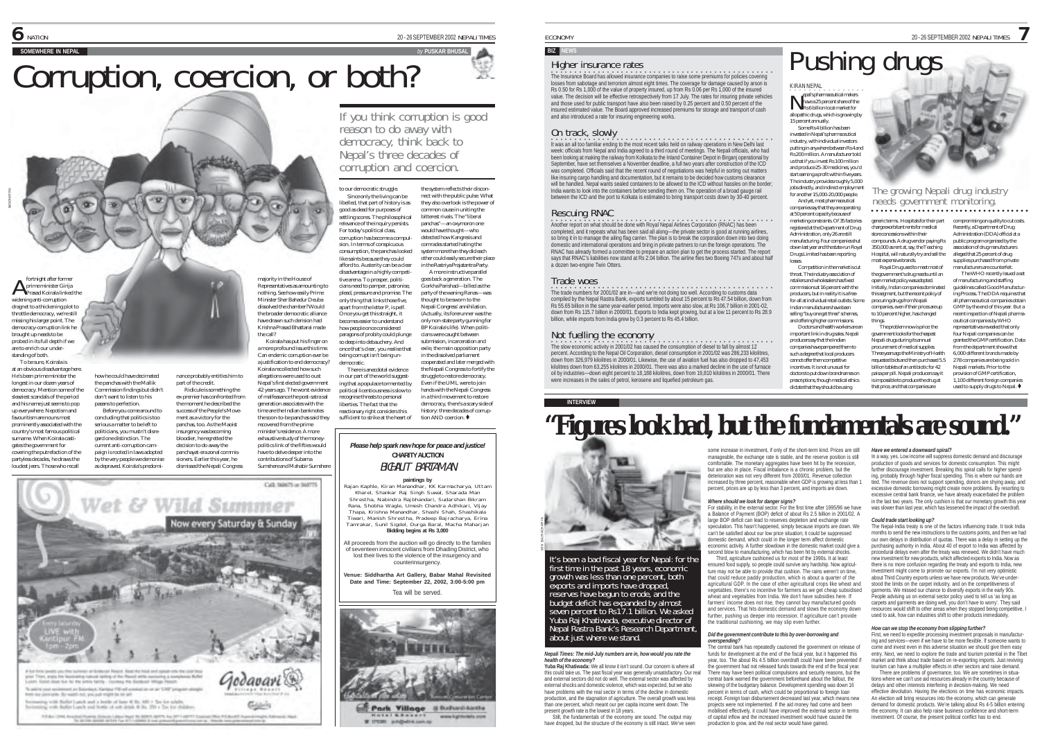SOMEWHERE IN NEPAL

*by PUSKAR BHUSAL*

# Corruption, coercion, or both?

*If you think corruption is good reason to do away with democracy, think back to Nepal's three decades of corruption and coercion.*

A fortnight after former prime minister Girija Prasad Koirala linked the widening anti-corruption dragnet to a thickening plot to throttle democracy, we're still missing his larger point. The democracy-corruption link he brought up needs to be probed in its full depth if we are to enrich our understanding of both.

To be sure, Koirala is at an obvious disadvantage here. He's been prime minister the longest in our dozen years of democracy. Mention some of the sleaziest scandals of the period and his name just seems to pop up everywhere. Nepotism and favouritism are nouns most prominently associated with the country's most famous political surname. When Koirala castigates the government for covering the putrefaction of the partyless decades, he draws the loudest jeers. Those who recall how he could have decimated the panchas with the Mallik Commission findings but didn't don't want to listen to his paeans to perfection.

Before you come around to concluding that politics is too serious a matter to be left to politicians, you mustn't disregard one distinction. The current anti-corruption campaign is rooted in laws adopted by the very people we demonise as depraved. Koirala's predominance probably entitles him to part of the credit.

Ridicule is something the ex-premier has confronted from the moment he described the success of the People's Movement as a victory for the panchas, too. As the Maoist insurgency was becoming bloodier, he regretted the decision to do away the panchayat-era zonal commissioners. Earlier this year, he dismissed the Nepali Congress majority in the House of Representatives as amounting to nothing. See how easily Prime Minister Sher Bahadur Deuba dissolved the chamber? Would the broader democratic alliance have drawn such derision had Krishna Prasad Bhattarai made the call?

Koirala has put his finger on a more profound issue this time. Can endemic corruption ever be a justification to end democracy? Koirala recollected how such allegations were used to oust Nepal's first elected government 42 years ago. The worst evidence of malfeasance the post-satrasal generation associates with the time are the Indian bank notes the soon-to-be panchas said they recovered from the prime minister's residence. A more exhaustive study of the money-politics link of the fifties would have to delve deeper into the contributions of Subarna Shumshere and Mahabir Shumshere to our democratic struggle.

Since only the living can be libelled, that part of history is as good as dead for purposes of settling scores. The philosophical relevance of the inquiry persists. For today's political class, corruption has become a compulsion. In terms of conspicuous consumption, the panchas looked like saints because they could afford to. Austerity can be a clear disadvantage in a highly competitive arena. To prosper, politicians need to pamper, patronise, plead, pressure and promise. The only thing that links those five, apart from the letter P, is pelf. Once you get this straight, it becomes easier to understand how people once considered paragons of probity could plunge so deep into debauchery. And once that's clear, you realise that being corrupt isn't being undemocratic.

There is anecdotal evidence in our part of the world suggesting that a populace tormented by political licentiousness is slow to recognise threats to personal liberties. The fact that the reactionary right considers this the system reflects their disconnect with the public pulse. What they also overlook is the power of common cause in uniting the bitterest rivals. The "liberal panchas"—an oxymoron one would have thought—who detected how Kangresis and comrades started hating the system more than they did each other could easily secure their place in the Rastriya Prajatantra Party.

A more instructive parallel goes back a generation. The Gorkha Parishad—billed as the party of the waning Ranas—was thought to be sworn to the Nepali Congress' annihilation. (Actually, its forerunner was the only non-state party gunning for BP Koirala's life). When politicians were caught between submission, incarceration and exile, the main opposition party in the dissolved parliament cooperated and later merged with the Nepali Congress to fortify the struggle to restore democracy. Even if the UML were to join hands with the Nepali Congress in a third movement to restore democracy, there's a scary side of history: three decades of corruption AND coercion. ♦

**Please help spark new hope for peace and justice!**
**CHARITY AUCTION**
*BIGAUT BARTAMAN*

**paintings by**
Rajan Kaphle, Kiran Manandhar, KK Karmacharya, Uttam Kharel, Shankar Raj Singh Suwal, Sharada Man Shrestha, Nabindra Rajbhandari, Sudarshan Bikram Rana, Shobha Wagle, Umesh Chandra Adhikari, Vijay Thapa, Krishna Manandhar, Shashi Shah, Shashikala Tiwari, Manish Shrestha, Pradeep Bajracharya, Erina Tamrakar, Sunil Sigdel, Durga Baral, Macha Maharjan
**Bidding begins at Rs 3,000**

All proceeds from the auction will go directly to the families of seventeen innocent civilians from Dhading District, who lost their lives to the violence of the insurgency and counterinsurgency.

**Venue: Siddhartha Art Gallery, Babar Mahal Revisited**
**Date and Time: September 22, 2002, 3:00-5:00 pm**

Tea will be served.

ECONOMY

BIZ NEWS

## Higher insurance rates

The Insurance Board has allowed insurance companies to raise some premiums for policies covering losses from sabotage and terrorism almost eight times. The coverage for damage caused by arson is Rs 0.50 for Rs 1,000 of the value of property insured, up from Rs 0.06 per Rs 1,000 of the insured value. The decision will be effective retrospectively from 17 July. The rates for insuring private vehicles and those used for public transport have also been raised by 0.25 percent and 0.50 percent of the insured estimated value. The Board approved increased premiums for storage and transport of cash and also introduced a rate for insuring engineering works.

## On track, slowly

It was an all too familiar ending to the most recent talks held on railway operations in New Delhi last week: officials from Nepal and India agreed to a third round of meetings. The Nepali officials, who had been looking at making the railway from Kolkata to the Inland Container Depot in Birganj operational by September, have set themselves a November deadline, a full two years after construction of the ICD was completed. Officials said that the recent round of negotiations was helpful in sorting out matters like insuring cargo handling and documentation, but it remains to be decided how customs clearance will be handled. Nepal wants sealed containers to be allowed to the ICD without hassles on the border; India wants to look into the containers before sending them on. The operation of a broad gauge rail between the ICD and the port to Kolkata is estimated to bring transport costs down by 30-40 percent.

## Rescuing RNAC

Another report on what should be done with Royal Nepal Airlines Corporation (RNAC) has been completed, and it repeats what has been said all along—the private sector is good at running airlines, so bring it in to manage the ailing flag carrier. The plan is to break the corporation down into two doing domestic and international operations and bring in private partners to run the foreign operations. The RNAC has already formed a committee to prepare an action plan to get the process started. The report says that RNAC's liabilities now stand at Rs 2.04 billion. The airline flies two Boeing 747s and about half a dozen two-engine Twin Otters.

## Trade woes

The trade numbers for 2001/02 are in—and we're not doing too well. According to customs data compiled by the Nepal Rastra Bank, exports tumbled by about 15 percent to Rs 47.54 billion, down from Rs 55.65 billion in the same year-earlier period. Imports were also slow, at Rs 106.7 billion in 2001-02, down from Rs 115.7 billion in 2000/01. Exports to India kept growing, but at a low 11 percent to Rs 28.9 billion, while imports from India grew by 0.3 percent to Rs 45.4 billion.

## Not fuelling the economy

The slow economic activity in 2001/02 has caused the consumption of diesel to fall by almost 12 percent. According to the Nepal Oil Corporation, diesel consumption in 2001/02 was 286,233 kilolitres, down from 326,979 kilolitres in 2000/01. Likewise, the use of aviation fuel has also dropped to 47,453 kilolitres down from 63,255 kilolitres in 2000/01. There was also a marked decline in the use of furnace oil by industries—down eight percent to 18,188 kilolitres, down from 19,810 kilolitres in 2000/01. There were increases in the sales of petrol, kerosene and liquefied petroleum gas.

# Pushing drugs

KIRAN NEPAL

Nepal's pharmaceutical makers have a 25 percent share of the Rs 6 billion local market for allopathic drugs, which is growing by 15 percent annually.

Some Rs 4 billion has been invested in Nepal's pharmaceutical industry, with individual investors putting in anywhere between Rs 4 and Rs 200 million. A manufacturer told us that if you invest Rs 100 million and produce 25-30 medicines, you'd start earning a profit within five years. The industry provides roughly 5,000 jobs directly, and indirect employment for another 15,000-20,000 people.

And yet, most pharmaceutical companies say that they are operating at 50 percent capacity because of marketing constraints. Of 35 factories registered at the Department of Drug Administration, only 26 are still manufacturing. Four companies shut down last year and the state-run Royal Drugs Limited has been reporting losses.

Competition in the market is cut throat. The industry association of retailers and wholesalers fixed commissions at 16 percent with the producers, but in reality it is a free-for-all at individual retail outlets. Some Indian manufacturers have been selling "buy one get three" schemes, and offering higher commissions.

Doctors and health workers are an important link in drug sales. Nepali producers say that the Indian companies have a competitive edge thanks to such a degree that local producers cannot offer them competitive incentives. It is not unusual for doctors to put down brand names on prescriptions, though medical ethics dictate that they should be using generic terms. Hospitals for their part charge exorbitant rents for medical store concessions within their compounds. A drug vendor paying Rs 350,000 as rent at, say, the Teaching Hospital, will naturally try and sell the most expensive brands.

Royal Drugs used to meet most of the government's drug needs until an open market policy was adopted. Initially, Indian companies dominated this segment, but the recent policy of procuring drugs from Nepali companies, even if their prices are up to 10 percent higher, has changed things.

The problem now is price: the government looks for the cheapest Nepali drugs during its annual procurement of medical supplies. Three years ago the Ministry of Health requested bids and then purchased 5.5 billion tablets of an antibiotic for 42 paisa per pill. Nepali producers say it is impossible to produce the drug at that price, and that companies are compromising on quality to cut costs. Recently, a Department of Drug Administration (DDA) official at a public program organised by the association of drug manufacturers alleged that 25 percent of drug supplies purchased from private manufacturers are counterfeit.

The WHO recently issued a set of manufacturing and staffing guidelines called Good Manufacturing Process. The DDA requires that all pharmaceutical companies obtain GMP by the end of this year. But a recent inspection of Nepali pharmaceutical companies by WHO representatives revealed that only four Nepali companies can be granted the GMP certification. Data from the department shows that 6,000 different brands made by 278 companies are being sold in Nepali markets. Prior to the provision of GMP certification, 1,100 different foreign companies used to supply drugs to Nepal. ♦

*The growing Nepali drug industry needs government monitoring.*

INTERVIEW

# "Figures look bad, but the fundamentals are sound."

*It's been a bad fiscal year for Nepal: for the first time in the past 18 years, economic growth was less than one percent, both exports and imports have dropped, reserves have begun to erode, and the budget deficit has expanded by almost seven percent to Rs17.1 billion. We asked Yuba Raj Khatiwada, executive director of Nepal Rastra Bank's Research Department, about just where we stand.*

***Nepali Times: The mid-July numbers are in, how would you rate the health of the economy?***

**Yuba Raj Khatiwada:** We all know it isn't sound. Our concern is where all this could take us. The past fiscal year was generally unsatisfactory. Our real and external sectors did not do well. The external sector was affected by external shocks and domestic violence, which was expected, but we also have problems with the real sector in terms of the decline in domestic production, and the stagnation of agriculture. The overall growth was less than one percent, which meant our per capita income went down. The present growth rate is the lowest in 18 years.

Still, the fundamentals of the economy are sound. The output may have dropped, but the structure of the economy is still intact. We've seen some increase in investment, if only of the short-term kind. Prices are still manageable, the exchange rate is stable, and the reserve position is still comfortable. The monetary aggregates have been hit by the recession, but are also in place. Fiscal imbalance is a chronic problem, but the deterioration was not very different from 2000/01. Revenue collection increased by three percent, reasonable when GDP is growing at less than 1 percent, prices are up by less than 3 percent, and imports are down.

***Where should we look for danger signs?***

For stability, in the external sector. For the first time after 1995/96 we have a Balance of Payment (BOP) deficit of about Rs 2.5 billion in 2001/02. A large BOP deficit can lead to reserves depletion and exchange rate speculation. This hasn't happened, simply because imports are down. We can't be satisfied about our low price situation; it could be suppressed domestic demand, which could in the longer term affect domestic economic activity. A further slowdown in the domestic market could give a second blow to manufacturing, which has been hit by external shocks.

Third, agriculture cushioned us for most of the 1990s. It at least ensured food supply, so people could survive any hardship. Now agriculture may not be able to provide that cushion. The rains weren't on time, that could reduce paddy production, which is about a quarter of the agricultural GDP. In the case of other agricultural crops like wheat and vegetables, there's no incentive for farmers as we get cheap subsidised wheat and vegetables from India. We don't have subsidies here. If farmers' income does not rise, they cannot buy manufactured goods and services. That hits domestic demand and slows the economy down further, pushing us deeper into recession. If agriculture can't provide the traditional cushioning, we may slip even further.

***Did the government contribute to this by over-borrowing and overspending?***

The central bank has repeatedly cautioned the government on release of funds for development at the end of the fiscal year, but it happened this year, too. The about Rs 4.5 billion overdraft could have been prevented if the government had not released funds towards the end of the fiscal year. There may have been political compulsions and security reasons, but the central bank warned the government beforehand about the fallout, the skewing of the budgetary balance. Development spending was down 16 percent in terms of cash, which could be proportional to foreign loan receipt. Foreign loan disbursement decreased last year, which means new projects were not implemented. If the aid money had come and been mobilised effectively, it could have improved the external sector in terms of capital inflow and the increased investment would have caused the production to grow, and the real sector would have gained.

***Have we entered a downward spiral?***

In a way, yes. Low income will suppress domestic demand and discourage production of goods and services for domestic consumption. This might further discourage investment. Breaking this spiral calls for higher spending, probably through higher fiscal spending. This is where our hands are tied. The revenue does not support spending, donors are shying away, and excessive domestic borrowing might create more problems. By resorting to excessive central bank finance, we have already exacerbated the problem in the last two years. The only cushion is that our monetary growth this year was slower than last year, which has lessened the impact of the overdraft.

***Could trade start looking up?***

The Nepal-India treaty is one of the factors influencing trade. It took India months to send the new instructions to the customs points, and then we had our own delays in distribution of quotas. There was a delay in setting up the purchasing authority in India. About 40 of export to India was affected by procedural delays even after the treaty was renewed. We didn't have much new investment for new products, which affected exports to India. Now as there is no more confusion regarding the treaty and exports to India, new investment might come to promote our exports. I'm not very optimistic about Third Country exports unless we have new products. We've understood the limits on the carpet industry, and on the competitiveness of garments. We missed our chance to diversify exports in the early 90s. People advising us on external sector policy used to tell us 'as long as carpets and garments are doing well, you don't have to worry'. They said resources would shift to other areas when they stopped being competitive. I used to ask, how can industries shift to other products immediately.

***How can we stop the economy from slipping further?***

First, we need to expedite processing investment proposals in manufacturing and services—even if we have to be more flexible. If someone wants to come and invest even in this adverse situation we should give them easy entry. Next, we need to explore the trade and tourism potential in the Tibet market and think about trade based on re-exporting imports. Just reviving tourism can have a multiplier effects in other sectors and raise demand.

There are problems of governance, too. We are sometimes in situations where we can't use aid resources already in the country because of delays and other interests interfering in decision-making. We need effective devolution. Having the elections on time has economic impacts. An election will bring resources into the economy, which can generate demand for domestic products. We're talking about Rs 4-5 billion entering the economy. It can also help raise business confidence and short-term investment. Of course, the present political conflict has to end.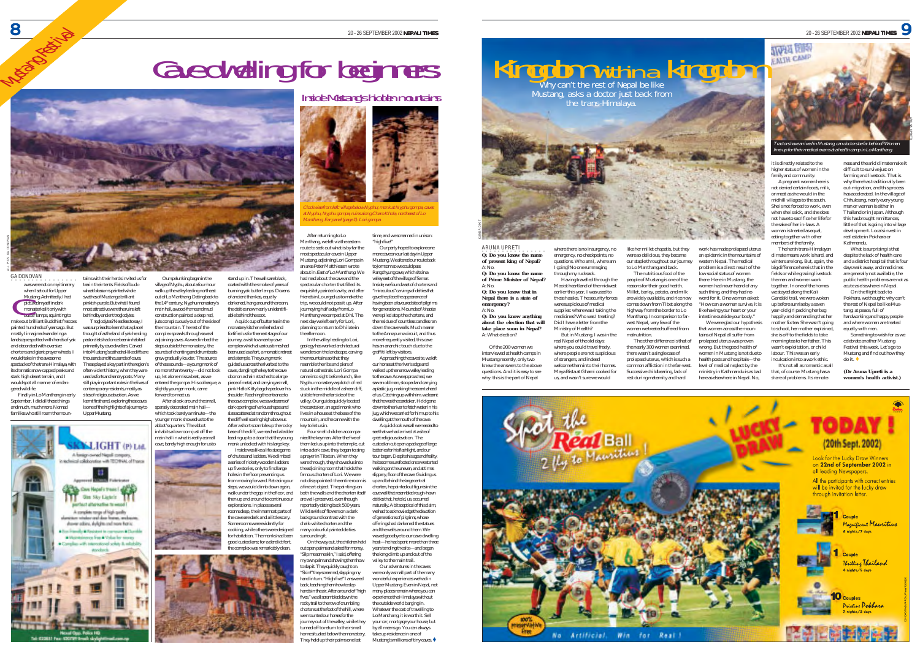# Cave dwelling for beginners

## Inside Mustang's hidden mountains

GA DONOVAN

Caves were not on my itinerary when I set out for Upper Mustang. Admittedly, I had pictured myself in dark monasteries lit only with butter lamps, squinting to make out brilliant Buddhist frescoes painted hundreds of years ago. But mostly I imagined wandering a landscape spotted with herds of yak and decorated with oversize chortens and giant prayer wheels. I would take in the awesome spectacle of the trans-Himalaya, with its dramatic snow-capped peaks and stark high desert terrain, and I would spot all manner of endangered wildlife.

Finally in Lo Manthang in early September, I did all these things and much, much more. Nomad families who still roam the mountains with their herds invited us for tea in their tents. Fields of buckwheat blossom painted whole swathes of Mustang a brilliant pinkish-purple. But what I found most attractive were the ruins left behind by ancient troglodytes.

Troglodytes? Needless to say, I was surprised to learn that a place I thought of as the land of yak-herding pastoralists had once been inhabited primarily by cave dwellers. Carved into Mustang's cathedral-like cliffs are thousands and thousands of caves. These played a key part in the region's often violent history, when they were used as forts and sentry posts. Many still play important roles in the lives of contemporary residents, mostly as sites of religious devotion. As we learnt first hand, exploring these caves is one of the highlights of a journey to Upper Mustang.

Our spelunking begin in the village of Nyphu, about a four-hour walk up the valley leading northeast out of Lo Manthang. Dating back to the 14th century, Nyphu monastery's main hall, a wood-frame and mud construction painted a deep red, juts conspicuously out of the side of the mountain. The rest of the complex sprawls through several adjoining caves. As we climbed the steps outside the monastery, the sounds of chanting and drumbeats grew gradually louder. The source of these sounds—a young monk of no more than twenty—did not look up, let alone miss a beat, as we entered the gompa. His colleague, a slightly younger monk, came forward to meet us.

After a look around the small, sparsely decorated main hall—which took barely a minute—the younger monk showed us to the abbot's quarters. The abbot inhabits a low room just off the main hall in what is really a small cave, barely high enough for us to stand up in. The walls are black, coated with the smoke of years of burning yak butter lamps. Dozens of ancient thankas, equally darkened, hang around the room, the deities now nearly unidentifiable behind the soot.

A quick cup of butter tea in the monastery kitchen refreshed and fortified us for the next stage of our journey, a visit to a nearby cave complex which at various times had been used as a fort, a monastic retreat and a temple. The young monk guided us across the riverbed to the caves, dangling the key to the cave door on a chain attached to a large piece of metal, and carrying a small, pink Hello Kitty bag draped over his shoulder. Reaching the entrance to the cave complex, we saw dozens of dark openings of various shapes and sizes scattered at random throughout the cliff wall soaring high above us. After a short scramble up the rocky base of the cliff, we reached a ladder leading up to a door that the young monk unlocked with his large key.

Inside was like a life-size game of chutes and ladders. We climbed a series of rickety wooden ladders up five stories, only to find large holes in the floor preventing us from moving forward. Retracing our steps, we would climb down again, walk under the gap in the floor, and then up and around to continue our explorations. In places several rooms deep, the innermost parts of the cave are dark and a little scary. Some rooms were evidently for cooking, while others were designed for habitation. The monks had been good custodians; for a derelict fort, the complex was remarkably clean.

*Clockwise from left: village below Nyphu; monk at Nyphu gompa; caves at Nyphu, Nyphu gompa; ruins along Charo Khola, northeast of Lo Manthang. Ear panel (page 1): Lori gompa.*

After returning to Lo Manthang, we left via the eastern route to seek out what is by far the most spectacular cave in Upper Mustang, adjoining Lori Gompa in an area Peter Matthiessen wrote about in *East of Lo Manthang*. We had read about the cave and the spectacular chorten that filled its exquisitely painted cavity, and after friends in Lo urged us to make the trip, we could not pass it up. After journeying half a day from Lo Manthang we camped at Dhi. The next day we left early for Lori, planning to return to Dhi late in the afternoon.

In the valley leading to Lori, geology has worked architectural wonders on the landscape, carving the mountains so that they resemble the ribs and piers of natural cathedrals. Lori Gompa came into sight before lunch, like Nyphu monastery a splotch of red stuck in the middle of a sheer cliff, visible from the far side of the valley. Our guide quickly located the caretaker, an aged monk who lives in a house at the base of the mountain, and he came with the key to let us in.

Four small children accompanied the key man. After the five of them led us up into the temple, cut into a dark cave, they began to sing a prayer in Tibetan. When they were through, they showed us into the adjoining room that holds the famous chorten of Lori. We were not disappointed: the entire room is a fine art object. The paintings on both the walls and the chorten itself are well-preserved, even though reportedly dating back 500 years. Wild swirls of flowers on a dark background contrast with the chalk-white chorten and the many colourful painted deities surrounding it.

On the way out, the children held out open palms and asked for money. "Slip me some skin," I said, offering my own palm and showing them how to slap it. They quickly caught on. "Skin!" they screamed, slapping my hand in turn. "High five!" I answered back, teaching them how to slap hands in the air. After a round of "high fives," we all scrambled down the rocky trail to the row of crumbling chortens at the foot of the hill, where we mounted our horses for the journey out of the valley, while they turned off to return to their small homes situated below the monastery. They held up their palms one last time, and we screamed in unison: "high five!"

Our party hoped to explore one more cave on our last day in Upper Mustang. We altered our route back to Jomsom so we could pass Rangchyung cave, which sits in a valley east of the village of Samar. Inside, we found a set of chortens and "miraculous" carvings of deities that gave the place the appearance of having been a favoured site of pilgrims for generations. Mounds of *khatas* were piled atop the chortens, and the residue of countless candles ran down the cave walls. Much nearer to the Annapurna circuit, and thus more frequently visited, this cave has an anarchic touch due to the graffiti left by visitors.

Approaching the cave site, we left our horses at the river's edge and walked up the narrow valley leading to the caves. As we approached, we saw an old man, stooped and carrying a plastic jug, making the ascent ahead of us. Catching up with him, we learnt that he was the caretaker. He'd gone down to the river to fetch water in his jug, which we carried for him up to his dwelling at the mouth of the cave.

A quick look was all we needed to see that we had arrived at a site of great religious devotion. The custodian cut open a package of large batteries for his flashlight, and our tour began. Despite his age and frailty, he became more animated once we started walking on the uneven, and at times slippery, floor of the cave. Guiding us up and behind the large central chorten, he pointed out figures in the cave wall that resembled rough-hewn deities that, he told us, occurred naturally. A bit sceptical of this claim, we had to acknowledge the devotion of generations of pilgrims, whose offerings had darkened the statues and the walls around them. We waved goodbye to our cave dwelling host—he had spent more than three years tending the site—and began the long climb up and out of the valley to the main trail.

Our adventures in the caves were only a small part of the many wonderful experiences we had in Upper Mustang. Even in Nepal, not many places remain where you can experience the Himalaya without the outside world barging in. Whatever the cost of travelling to Lo Manthang, it is worth it. Sell your car, mortgage your house, but by all means go. You can always take up residence in one of Mustang's millions of tiny caves. ♦

# Kingdom within a kingdom

Why can't the rest of Nepal be like Mustang, asks a doctor just back from the trans-Himalaya.

ARUNA UPRETI

**Q: Do you know the name of present king of Nepal?**
A: No.
**Q: Do you know the name of Prime Minister of Nepal?**
A: No.
**Q: Do you know that in Nepal there is a state of emergency?**
A: No.
**Q: Do you know anything about the election that will take place soon in Nepal?**
A: What election?

Of the 200 women we interviewed at health camps in Mustang recently, only two knew the answers to the above questions. And it is easy to see why: this is the part of Nepal where there is no insurgency, no emergency, no checkpoints, no curfews. Who am I, where am I going? No one rummaging through my rucksack.

Having travelled through the Maoist heartland of the midwest earlier this year, I was used to these hassles. The security forces were suspicious of medical supplies: where was I taking the medicines? Who was I treating? Did I have a letter from the Ministry of Health?

But in Mustang, I was in the real Nepal of the old days: where you could travel freely, where people are not suspicious of strangers, and indeed welcome them into their homes. Maya Bista at Ghami cooked for us, and wasn't sure we would like her millet chapatis, but they were so delicious, they became our staple throughout our journey to Lo Manthang and back.

The nutritious food of the people of Mustang is one of the reasons for their good health. Millet, barley, potato, and milk are widely available, and rice now comes down from Tibet along the highway from the border to Lo Manthang. In comparison to far-west Nepal, very few of the women we treated suffered from malnutrition.

The other difference is that of the nearly 300 women examined, there wasn't a single case of prolapsed uterus, which is such a common affliction in the far-west. Successive childbearing, lack of rest during maternity and hard work has made prolapsed uterus an epidemic in the mountains of western Nepal. The medical problem is a direct result of the low social status of women there. Here in Mustang, the women had never heard of any such thing, and they had no word for it. One woman asked: "How can a woman survive, it is like having your heart or your intestine outside your body."

We were glad our hypothesis that women across the mountains of Nepal all suffer from prolapsed uterus was proven wrong. But the good health of women in Mustang is not due to health posts and hospitals—the level of medical neglect by the ministry in Kathmandu is as bad here as elsewhere in Nepal. No, it is directly related to the higher status of women in the family and community.

A pregnant woman here is not denied certain foods, milk, or meat as she would in the midhill villages to the south. She is not forced to work, even when she is sick, and she does not have to sacrifice her life for the sake of her in-laws. A woman is treated as equal, eating together with other members of the family.

The harsh trans-Himalayan climate means work is hard, and winters are long. But, again, the big difference here is that in the fields or while grazing livestock the men and women work together. In one of the homes we stayed along the Kali Gandaki trail, we were woken up before sunrise by a seven-year-old girl packing her bag happily and demanding that her mother fix tea. She wasn't going to school, her mother explained, she is off to the fields to take morning tea to her father. This wasn't exploitation, or child labour. This was an early inculcation into a work ethic.

It's not all as romantic as all that, of course. Mustang has a share of problems. Its remoteness and the arid climate make it difficult to survive just on farming and livestock. That is why there has traditionally been out-migration, and this process has accelerated. In the village of Chhuksang, nearly every young man or woman is either in Thailand or in Japan. Although this has brought remittances, little of that is going into village development. Locals invest in real estate in Pokhara or Kathmandu.

What is surprising is that despite the lack of health care and a district hospital that is four days walk away, and medicines are generally not available, the public health problems are not as acute as elsewhere in Nepal.

On the flight back to Pokhara, we thought: why can't the rest of Nepal be like Mustang: at peace, full of hardworking and happy people and where women are treated equally with men.

Something to wish for as we celebrate another Mustang Festival this week. Let's go to Mustang and find out how they do it. ♦

**(Dr Aruna Upreti is a women's health activist.)**

*Tractors have arrived in Mustang, can doctors be far behind? Women line up for their medical exams at a health camp in Lo Manthang.*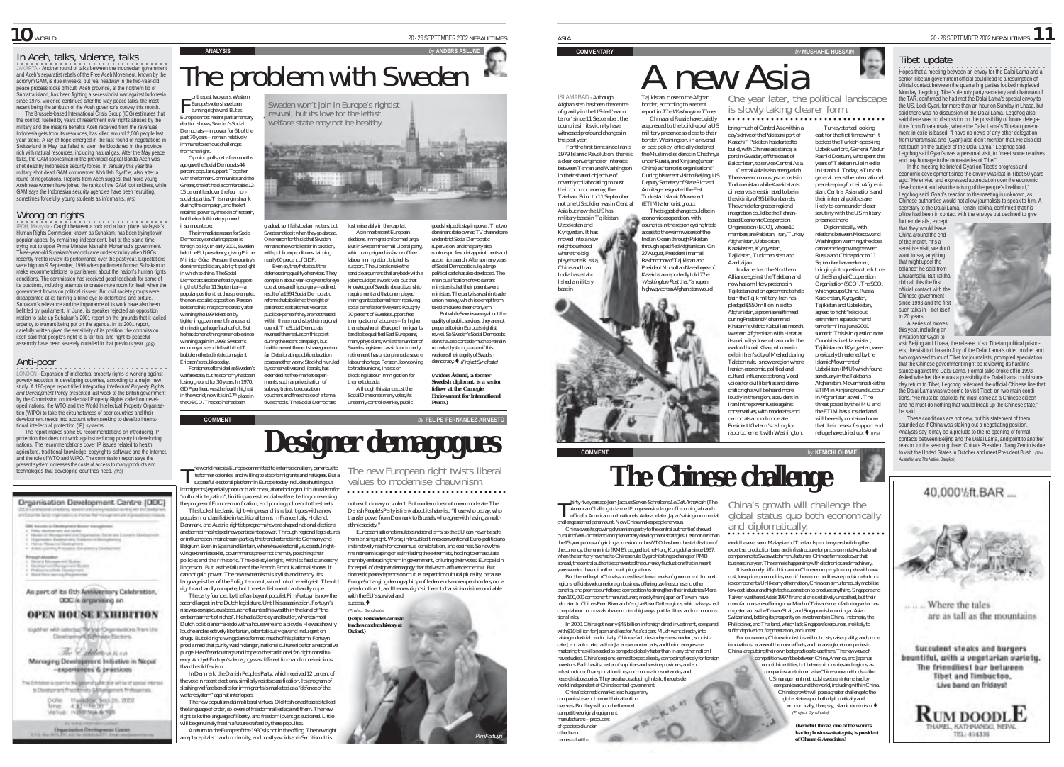## In Aceh, talks, violence, talks

JAKARTA - Another round of talks between the Indonesian government and Aceh's separatist rebels of the Free Aceh Movement, known by the acronym GAM, is due in weeks, but real headway in the two-year-old peace process looks difficult. Aceh province, at the northern tip of Sumatra island, has been fighting a secessionist war against Indonesia since 1976. Violence continues after the May peace talks, the most recent being the ambush of the Aceh governor's convoy this month.

The Brussels-based International Crisis Group (ICG) estimates that the conflict, fuelled by years of resentment over rights abuses by the military and the meagre benefits Aceh received from the revenues Indonesia gets from its resources, has killed around 2,000 people last year alone. A ray of hope emerged in the last round of negotiations in Switzerland in May, but failed to stem the bloodshed in the province rich with natural resources, including natural gas. After the May peace talks, the GAM spokesman in the provincial capital Banda Aceh was shot dead by Indonesian security forces. In January this year the military shot dead GAM commander Abdullah Syafi'ie, also after a round of negotiations. Reports from Aceh suggest that more young Acehnese women have joined the ranks of the GAM foot soldiers, while GAM says the Indonesian security agencies have been recruiting, sometimes forcefully, young students as informants. *(IPS)*

## Wrong on rights

IPOH, Malaysia - Caught between a rock and a hard place, Malaysia's Human Rights Commission, known as Suhakam, has been trying to win popular appeal by remaining independent, but at the same time trying not to upset Prime Minister Mahathir Mohamad's government. Three-year-old Suhakam's record came under scrutiny when NGOs recently met to review its performance over the past year. Expectations were high on 9 September, 1999 when parliament formed Suhakam to make recommendations to parliament about the nation's human rights conditions. The commission has received good feedback for some of its positions, including attempts to create more room for itself when the government frowns on political dissent. But civil society groups were disappointed at its turning a blind eye to detentions and torture. Suhakam's relevance and the importance of its work have also been belittled by parliament. In June, its speaker rejected an opposition motion to take up Suhakam's 2001 report on the grounds that it lacked urgency to warrant being put on the agenda. In its 2001 report, carefully written given the sensitivity of its position, the commission itself said that people's right to a fair trial and right to peaceful assembly have been severely curtailed in that previous year. *(IPS)*

## Anti-poor

LONDON - Expansion of intellectual property rights is working against poverty reduction in developing countries, according to a major new study. A 180-page report titled *Integrating Intellectual Property Rights and Development Policy* presented last week to the British government by the Commission on Intellectual Property Rights called on developed nations, the WTO and the World Intellectual Property Organisation (WIPO) to take the circumstances of poor countries and their development needs into account when seeking to develop international intellectual protection (IP) systems.

The report makes some 50 recommendations on introducing IP protection that does not work against reducing poverty in developing nations. The recommendations cover IP issues related to health, agriculture, traditional knowledge, copyrights, software and the Internet, and the role of WTO and WIPO. The commission report says the present system increases the costs of access to many products and technologies that developing countries need. *(IPS)*

---

ANALYSIS *by* **ANDERS ASLUND**

# The problem with Sweden

**Sweden won't join in Europe's rightist revival, but its love for the leftist welfare state may not be healthy.**

For the past two years, Western Europe's voters have been turning rightward. But as Europe's most recent parliamentary election shows, Sweden's Social Democrats—in power for 61 of the past 70 years—remain relatively immune to serious challenges from the right.

Opinion polls just a few months ago gave the Social Democrats 44 percent popular support. Together with the former Communists and the Greens, the left held a lead of 12-15 percent lead over the four non-socialist parties. This margin shrank during the campaign, and the left retained power by the skin of its teeth, but the lead ultimately proved insurmountable.

The immediate reason for Social Democracy's enduring appeal is foreign policy. In early 2001, Sweden held the EU presidency, giving Prime Minister Göran Persson, the country's dominant politician, a bright spotlight in which to shine. The Social Democrats also benefited by supporting the US after 11 September—a popular position that the hopes emptied the non-socialist opposition. Persson bolstered his image considerably after winning the 1994 election by tightening government finances and eliminating a huge fiscal deficit. But he has done nothing remarkable since winning again in 1998. Sweden's economy rose and fell with the IT bubble, reflected in telecom giant Ericsson's troubles today.

Foreign sense for it idealise Sweden's welfare state, but its economy has been losing ground for 30 years. In 1970, GDP per head was the fourth highest in the world; now it is in 17th place in the OECD. The decline has been gradual, so it fails to alarm voters, but Swedes notice it when they go abroad. One reason for this is that Sweden remains the world leader in taxation, with public expenditures claiming nearly 60 percent of GDP.

Even so, they first about the deteriorating quality of services. They complain about ever-long waits for eye operations and hip surgery—a direct result of a 1994 Social Democratic reform that abolished the right of patients to seek alternative care at public expense if they are not treated within three months by their regional council. The Social Democrats reversed themselves on this point during the recent campaign, but health care entitlements have gone too far. Deteriorating public education poses another worry. Stockholm, ruled by conservatives and liberals, has extended its free-market experiments, such as privatisation of subway trains, to education vouchers and free choice of alternative schools. The Social Democrats lost miserably in the capital.

As in most recent European elections, immigration loomed large. But in Sweden the small Liberal party, which campaigned *in favour* of free labour immigration, tripled its support. The Liberals made the sensible argument that anybody with a job should get a work visa, but that knowledge of Swedish be a citizenship requirement and that unemployed immigrants be barred from receiving social benefits for five years. Roughly 70 percent of Swedes support free immigration of labourers—far higher than elsewhere in Europe. Immigrants tend to be qualified East Europeans, many physicians, while the number of Swedes registered as sick or in early retirement has undergone a severe labour shortage. Persson, kowtowing to trade unions, insists on blocking labour immigration for the next decade.

Although this stance cost the Social Democrats many votes, its unseemly control over key public goods helped it stay in power. The two dominant state-owned TV channels are under strict Social Democratic supervision, and the party also controls professional appointments and academic research. After so many years of Social Democratic rule, a large political caste has also developed. The main qualification of two current ministers is that their parents were ministers. The party is awash in trade union money, which is exempt from taxation due to sheer cronyism.

But while Swedes worry about the quality of public services, they are not prepared to join Europe's rightist revival. So Sweden's Social Democrats don't have to concede much to remain remarkably strong—even if this weakens the integrity of Swedish democracy. ♦ *(Project Syndicate)*

**(Anders Åslund, a former Swedish diplomat, is a senior fellow at the Carnegie Endowment for International Peace.)**

---

COMMENT *by* **FELIPE FERNANDEZ-ARMESTO**

# Designer demagogues

**The new European right twists liberal values to modernise chauvinism.**

The world needs a Europe committed to internationalism, generous to its former colonies, and willing to absorb migrants and refugees. But a successful electoral platform in Europe today includes shutting out immigrants (especially poor or black ones), abandoning multiculturalism for "cultural integration", limiting access to social welfare, halting or reversing the progress of European unification, and pouring police onto the streets.

This looks like classic right-wing revanchism, but it goes with a new populism, and is all fable in traditional terms. In France, Italy, Holland, Denmark, and Austria, rightist programs have re-shaped national elections and sometimes helped new parties into power. Through regional legislatures or influence on mainstream parties, the trend extends into Germany and Belgium. Even in Spain and Britain, where few electorally successful right-wing extremists exist, governments pre-empt them by poaching their policies and their rhetoric. The old-style right, with its fascist ancestry, lingers on. But, as the failure of the French Front National shows, it cannot gain power. The new extremism is stylish and trendy. Its language is that of the Enlightenment, wired into the zeitgeist. The old right can hardly compete; but the establishment can hardly cope.

The party founded by the flamboyant populist Pim Fortuyn is now the second largest in the Dutch legislature. Until his assassination, Fortuyn's rise was conspicuous because he flaunted his wealth in the land of "the embarrassment of riches". He had a Bentley and butler, whereas most Dutch politicians make do with a house wife and a bicycle. He was showily louche and selectively libertarian, ostentatiously gay and indulgent on drugs. But old right-wing planks formed much of his platform. Fortuyn proclaimed that purity was in danger, national culture imperfor are storative purge. He offered outrage and hope to the traditional far-right constituency. And yet Fortuyn's demagogy was different from and more insidious than the old fascism.

In Denmark, the Danish People's Party, which received 12 percent of the vote in recent elections, similarly resists classification. Its program of slashing welfare benefits for immigrants is marketed as a "defence of the welfare system" against interlopers.

The new populism claims liberal virtues. Old-fashioned fascists talked the language of order, so lovers of freedom rallied against them. The new right talks the language of liberty, and freedom lovers get suckered. Little will be genuinely free in a future crafted by these populists.

A return to the Europe of the 1930s is not in the offing. The new right accepts capitalism and modernity, and mostly avoids anti-Semitism. It is not racialist or overtly violent. But modern does not mean moderate. The Danish People's Party is frank about its hate list: "those who betray, who transfer power from Denmark to Brussels, who agree with having a multi-ethnic society."

Europeanisation stimulates nationalisms, so the EU can never be safe from a rising right. Worse, in troubled times conventional Euro-politicians instinctively reach for consensus, cohabitation, and coziness. So now the mainstream is saying or assimilating the extremists, hoping to emasculate them by embracing them in government, or luring their votes. Europe is in for a spell of designer demagogy that thrives on affluence or ennui. But domestic peace depends on mutual respect for cultural plurality, because Europe's changing demographic profile demands more open borders, not a gated continent, and the new right's inherent chauvinism is irreconciliable with the EU's survival and success. ♦

*(Project Syndicate)*

**(Felipe Fernández-Armesto teaches modern history at Oxford.)**

Pim Fortuyn

---

**Organisation Development Centre (ODC)**

ODC is a professional consultancy, research and training institute working with the Development and Corporate Sector organisations to improve their management and organisational processes

ODC focuses on Development Sector management:
- Policy development and planning
- Research, Management and Implementation of Applied and Economic Development
- Organisation Assessment, Evaluation & Monitoring
- Human Resource Development
- Action Learning Processes, Consultancy Development

Through education:
- General Management Studies
- Development Management Studies
- Professional Public Relations/Sales
- Short-Term Learning Programmes

As part of its 8th Anniversary Celebration, ODC is organising an

**OPEN HOUSE EXHIBITION**

together with selected Training Organisations from the Development & Private Sectors.

*The Exhibition is on*
**Managing Development Initiative in Nepal - experiences & practices**

The Exhibition is open to the general public and will be of special interest to Development Practitioners & Management Professionals.

Date: Thursday, Sept 26, 2002
Time: 4:30 - 19:30
Venue: Hotel ...

**Organisation Development Centre**

---

COMMENTARY *by* **MUSHAHID HUSSAIN**

# A new Asia

**One year later, the political landscape is slowly taking clearer form.**

ISLAMABAD - Although Afghanistan has been the centre of gravity in the US-led "war on terror" since 11 September, the countries in its vicinity have witnessed profound changes in the past year.

For the first time since Iran's 1979 Islamic Revolution, there is a clear convergence of interests between Tehran and Washington in their shared objective of covertly collaborating to oust their common enemy, the Taleban. Prior to 11 September not one US soldier was in Central Asia but now the US has military bases in Tajikistan, Uzbekistan and Kyrgyzstan. It has moved into a new neighbourhood where the big players are Russia, China and Iran. India has established a military base in Tajikistan, close to the Afghan border, according to a recent report in *The Washington Times*.

China and Russia have quietly acquiesced to the build-up of a US military presence so close to their border. Washington, in a reversal of past policy, officially declared the Muslim dissidents in Chechnya, under Russia, and Xinjiang (under China) as "terrorist organisations". During his recent visit to Beijing, US Deputy Secretary of State Richard Armitage designated the East Turkestan Islamic Movement (ETIM) a terrorist group.

The biggest change could be in economic cooperation, with countries in the region eyeing trade access to the warm waters of the Indian Ocean through Pakistan through a pacified Afghanistan. On 27 August, President Imamali Rakhmonov of Tajikistan and President Nursultan Nazarbayev of Kazakhstan reportedly told *The Washington Post* that "an open highway across Afghanistan would bring much of Central Asia within a day's drive of the Pakistani port of Karachi". Pakistan has started to build, with Chinese assistance, a port in Gwadar, off the coast of Balochistan, to service Central Asia.

Central Asia is also energy rich. There are enormous gas deposits in Turkmenistan while Kazakhstan's oil reserves are estimated to be in the vicinity of 95 billion barrels. The vehicle for greater regional integration could be the Tehran-based Economic Cooperation Organisation (ECO), whose 10 members are Pakistan, Iran, Turkey, Afghanistan, Uzbekistan, Kazakhstan, Kyrgyzstan, Tajikistan, Turkmenistan and Azerbaijan.

India backed the Northern Alliance against the Taleban and now has a military presence in Tajikistan and an agreement to help train the Tajik military. Iran has pledged \$560 million in aid to Afghanistan, a promise reaffirmed during President Mohammad Khatami's visit to Kabul last month. Western Afghanistan with Herat as its main city close to Iran under the warlord Ismail Khan, who was in exile in Iran during the Taleban rule, is now a region where Iranian economic, political and cultural influence is strong. Vocal voices for civil liberties and democratic rights will be heard more loudly in the region, as evident in Iran in the power tussle against conservatives, with moderates and democrats around moderate President Khatami's calling for rapprochement with Washington.

Turkey started looking east for the first time when it backed the Turkish-speaking Uzbek warlord, General Abdur Rashid Dostum, who spent the years of Taleban rule in exile in Istanbul. Today, a Turkish general heads the international peacekeeping force in Afghanistan. Central Asia nations and their internal politics are likely to come under closer scrutiny with the US military presence there.

Diplomatically, with relations between Moscow and Washington warming, the close camaraderie growing between Russia and China prior to 11 September has weakened, bringing into question the future of the Shanghai Cooperation Organisation (SCO). The SCO, which groups China, Russia, Kazakhstan, Kyrgyzstan, Tajikistan and Uzbekistan, agreed to fight "religious extremism, separatism and terrorism" in a June 2001 summit. This is in question now. Countries like Uzbekistan, Tajikistan and Kyrgyzstan, were previously threatened by the Islamic Movement of Uzbekistan (IMU) which found sanctuary in the Taleban's Afghanistan. Movements like the ETIM in Xinjiang found succour in Afghanistan as well. The threat posed by the IMU and the ETIM has subsided and will be easily contained now that their bases of support and refuge have dried up. ♦ *(IPS)*

---

## Tibet update

Hopes that a meeting between an envoy for the Dalai Lama and a senior Tibetan government official could lead to a resumption of official contact between the quarrelling parties looked misplaced Monday. Legchog, Tibet's deputy party secretary and chairman of the TAR, confirmed he had met the Dalai Lama's special envoy to the US, Lodi Gyari, for more than an hour on Sunday in Lhasa, but said there was no discussion of the Dalai Lama. Legchog also said there was no discussion on the possibility of future delegations from Dharamsala, where the Dalai Lama's Tibetan government-in-exile is based. "I have no news of any other delegation from Dharamsala and (Gyari) also didn't mention that. He also did not touch on the subject of the Dalai Lama," Legchog said. Legchog said Gyari's was a personal visit, to "meet some relatives and pay homage to the monasteries of Tibet".

In the meeting he briefed Gyari on Tibet's progress and economic development since the envoy was last in Tibet 50 years ago: "He envied and expressed appreciation over the economic development and also the raising of the people's livelihood," Legchog said. Gyari's reaction to the meeting is unknown, as Chinese authorities would not allow journalists to speak to him. A secretary to the Dalai Lama, Tenzin Taklha, confirmed that his office had been in contact with the envoys but declined to give further details, except that they would leave China around the end of the month. "It's a sensitive visit, we don't want to say anything that might upset the balance" he said from Dharamsala. But Taklha did call this the first official contact with the Chinese government since 1993 and the first such talks in Tibet itself in 20 years.

A series of moves this year, including an invitation for Gyari to visit Beijing and Lhasa, the release of six Tibetan political prisoners, the visit to Lhasa in July of the Dalai Lama's older brother and two organised tours of Tibet for journalists, prompted speculation that the Chinese government might be reviewing its hardline stance against the Dalai Lama. Formal talks broke off in 1993. Asked whether there was a possibility the Dalai Lama could some day return to Tibet, Legchog reiterated the official Chinese line that the Dalai Lama was welcome to visit Tibet, on two main conditions. "He must be patriotic, he must come as a Chinese citizen and he must do nothing that would break up the Chinese state," he said.

These conditions are not new, but his statement of them sounded as if China was staking out a negotiating position. Analysts say it may be a prelude to the re-opening of formal contacts between Beijing and the Dalai Lama, and point to another reason for the seeming thaw: China's President Jiang Zemin is due to visit the United States in October and meet President Bush. *(The Australian and The Nation, Bangkok)*

---

COMMENT *by* **KENICHI OHMAE**

# The Chinese challenge

**China's growth will challenge the global status quo both economically and diplomatically.**

Thirty-five years ago Jean-Jacques Servan-Schreiber's *Le Défi Américain* (The American Challenge) claimed Europe was in danger of becoming a branch office for American multinationals. A decade later, Japan's rising commercial challenge seemed paramount. Now China makes people nervous.

China owes its growing dynamism partly to the central authorities' shrewd pursuit of well-timed and complementary development strategies. Less noticed than the 15-year process of gaining admission to the WTO has been the stabilisation of the currency, the renminbi (RMB), pegged to the Hong Kong dollar since 1997, when the territory reverted to Chinese rule. By prohibiting exchange of RMB abroad, the central authorities prevented the currency fluctuations that in recent years wreaked havoc in other developing nations.

But the real key to China's success lies at lower levels of government. In most regions, officials welcome foreign business, offering tax exemptions and other benefits, and promote unfettered competition to strengthen their industries. More than 100,000 component manufacturers, mostly from Japan or Taiwan, have relocated to China's Pearl River and Yangtze River Delta regions, which always had cheap labour but now also have modern highways, port facilities, and communications links.

In 2000, China got nearly \$45 billion in foreign direct investment, compared with \$10 billion for Japan and less for Asia's tigers. Much went directly into raising industrial productivity. Chinese factories today are as modern, sophisticated, and automated as their Japanese counterparts, and their managers are mastering the skills needed to compete globally faster than in any other nation I have studied. China's regions learned to specialise by competing fiercely for foreign investors. Each has its cluster of suppliers and service providers, and an infrastructure of transportation lines, communications networks, and research laboratories. They are also developing links to the outside world independent of China's central government.

China's domestic market is so huge, many companies have not turned their attention overseas. But they will soon be the most competitive original equipment manufacturers—producers of goods sold under other brand names—that the world has ever seen. Malaysia and Thailand spent ten years building the expertise, production base, and infrastructure for precision metalworks to sell components to Swiss watch manufacturers. Chinese firms took over that business in a year. The same is happening with electronics and machinery.

It is extremely difficult for a non-Chinese company to compete with low-cost, low-price commodities, even if those commodities are precision electronics components. Unlike any other nation, China can simultaneously mobilise low cost labour and high-tech automation to produce anything. Singapore and Taiwan weathered Asia's 1997 financial crisis relatively unscathed, but their manufacturers are suffering now. Much of Taiwan's manufacturing sector has migrated across the Taiwan Strait, and Singapore is becoming an Asian Switzerland, betting its prosperity on investments in China. Indonesia, the Philippines, and Thailand, which lack Singapore's resources, are likely to suffer deprivation, fragmentation, and unrest.

For consumers, Chinese industries will cut costs, raise quality, and propel innovations because of their own efforts, and because global companies in China are putting their own best practices to use there. The new wave of competition won't be between China, America, and Japan as monolithic entities, but between industries and regions, as companies compete to internalise China's new methods—like US management methods have been internalised by companies around the world, including within China. China's growth will pose a greater challenge to the global status quo, both diplomatically and economically, than, say, Islamic extremism. ♦ *(Project Syndicate)*

**(Kenichi Ohmae, one of the world's leading business strategists, is president of Ohmae & Associates.)**

---

40,000 ft. BAR ....

..... Where the tales are as tall as the mountains

Succulent steaks and burgers bountiful, with a vegetarian variety.
The friendliest bar between Tibet and Timbuctoo.
Live band on fridays!

**RUM DOODLE**
THAMEL, KATHMANDU, NEPAL
TEL: 414336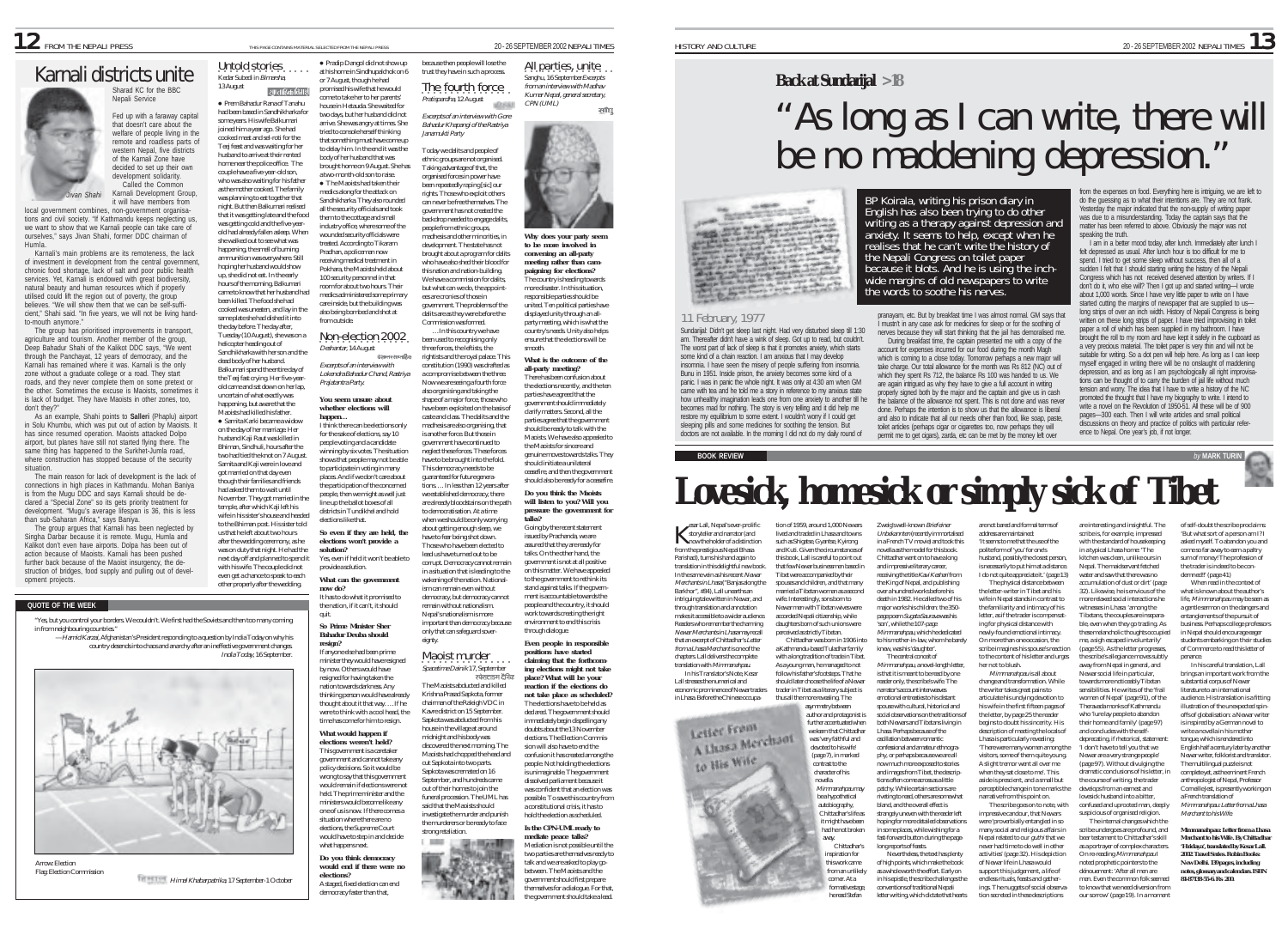# Karnali districts unite

Sharad KC for the BBC Nepali Service

Fed up with a faraway capital that doesn't care about the welfare of people living in the remote and roadless parts of western Nepal, five districts of the Karnali Zone have decided to set up their own development solidarity.

Called the Common Karnali Development Group, it will have members from local government combines, non-government organisations and civil society. "If Kathmandu keeps neglecting us, we want to show that we Karnali people can take care of ourselves," says Jivan Shahi, former DDC chairman of Humla.

*Jivan Shahi*

Karnali's main problems are its remoteness, the lack of investment in development from the central government, chronic food shortage, lack of salt and poor public health services. Yet, Karnali is enough with great biodiversity, natural beauty and human resources which if properly utilised could lift the region out of poverty, the group believes. "We will show them that we can be self-sufficient," Shahi said. "In five years, we will not be living hand-to-mouth anymore."

The group has prioritised improvements in transport, agriculture and tourism. Another member of the group, Deep Bahadur Shahi of the Kalikot DDC says, "We went through the Panchayat, 12 years of democracy, and the Karnali has remained where it was. Karnali is the only zone without a graduate college or a road. They start roads, and they never complete them on some pretext or the other. Sometimes the excuse is Maoists, sometimes it is lack of budget. They have Maoists in other zones, too, don't they?"

As an example, Shahi points to **Salleri** (Phaplu) airport in Solu Khumbu, which was put out of action by Maoists. It has since resumed operation. Maoists attacked Dolpo airport, but planes have still not started flying there. The same thing has happened to the Surkhet-Jumla road, where construction has stopped because of the security situation.

The main reason for lack of development is the lack of connections in high places in Kathmandu. Mohan Baniya is from the Mugu DDC and says Karnali should be declared a "Special Zone" so its gets priority treatment for development. "Mugu's average lifespan is 36, this is less than sub-Saharan Africa," says Baniya.

The group argues that Karnali has been neglected by Singha Darbar because it is remote. Mugu, Humla and Kalikot don't even have airports. Dolpa has been out of action because of Maoists. Karnali has been pushed further back because of the Maoist insurgency, the destruction of bridges, food supply and pulling out of development projects.

## QUOTE OF THE WEEK

"Yes, but you control your borders. We couldn't. We first had the Soviets and then too many coming in from neighbouring countries."

— *Hamid Karzai*, Afghanistan's President responding to a question by India Today on why his country descends into chaos and anarchy after an ineffective government changes. *India Today*, 16 September.

Arrow: Election
Flag: Election Commission

*Himal Khabarpatrika*, 17 September-1 October

## Untold stories

Kedar Subedi in *Bimarsha*, 13 August

● Prem Bahadur Rana of Tanahu had been based in Sandhikharka for some years. His wife Balkumari joined him a year ago. She had cooked meat and sel-roti for the Teej feast and was waiting for her husband to arrive at their rented home near the police office. The couple have a five-year-old son, who was also waiting for his father as the mother cooked. The family was planning to eat together that night. But then Balkumari realised that it was getting late and the food was getting cold and the five-year-old had already fallen asleep. When she walked out to see what was happening, the smell of burning ammunition was everywhere. Still hoping her husband would show up, she did not eat. In the early hours of the morning, Balkumari came to know that her husband had been killed. The food she had cooked was uneaten, and lay in the same plate she had dished it into the day before. The day after, Tuesday (10 August), she was on a helicopter heading out of Sandhikharka with her son and the dead body of her husband. Balkumari spent the entire day of the Teej fast crying. Her five-year-old came and sat down on her lap, uncertain of what exactly was happening, but aware that the Maoists had killed his father.

● Samita Karki became a widow on the day of her marriage. Her husband Kaji Raut was killed in Bhiman, Sindhuli, hours after the two had tied the knot on 7 August. Samita and Kaji were in love and got married on that day even though their families and friends had asked them to wait until November. They got married in the temple, after which Kaji left his wife in his sister's house and headed to the Bhiman post. His sister told us that he left about two hours after the wedding ceremony, as he was on duty that night. He had the next day off and planned to spend it with his wife. The couple did not even get a chance to speak to each other properly after the wedding.

● Pradip Dangol did not show up at his home in Sindhupalchok on 6 or 7 August, though he had promised his wife that he would come to take her to her parents' house in Hetauda. She waited for two days, but her husband did not arrive. She was angry at times. She tried to console herself thinking that something must have come up to delay him. In the end it was the body of her husband that was brought home on 9 August. She has a two-month-old son to raise.

● The Maoists had taken their medics along for the attack on Sandhikharka. They also rounded all the security officials and took them to the cottage and small industry office, where some of the wounded security officials were treated. According to Tikaram Pradhan, a policeman now receiving medical treatment in Pokhara, the Maoists had about 100 security personnel in that room for about two hours. Their medics administered some primary care inside, but the building was also being bombarded and shot at from outside.

## Non-election 2002

*Deshantar*, 14 August

*Excerpts of an interview with Lokendra Bahadur Chand, Rastriya Prajatantra Party.*

**You seem unsure about whether elections will happen…**

I think there can be elections only for the sake of elections, say 10 people voting and a candidate winning by six votes. The situation shows that people may not be able to participate in voting in many places. And if we don't care about the participation of the concerned people, then we might as well just line up the ballot boxes of all districts in Tundikhel and hold elections like that.

**So even if they are held, the elections won't provide a solution?**

Yes, even if held it won't be able to provide a solution.

**What can the government now do?**

It has to do what it promised to the nation, if it can't, it should quit.

**So Prime Minister Sher Bahadur Deuba should resign?**

If anyone else had been prime minister they would have resigned by now. Others would have resigned for having taken the nation towards darkness. Any thinking person would have already thought about it that way. … If he were to think with a cool head, the time has come for him to resign.

**What would happen if elections weren't held?**

This government is a caretaker government and cannot take any policy decisions. So it would be wrong to say that this government would remain if elections were not held. The prime minister and the ministers would become like any one of us is now. If there comes a situation where there are no elections, the Supreme Court would have to step in and decide what happens next.

**Do you think democracy would end if there were no elections?**

A staged, fixed election can end democracy faster than that, because then people will lose the trust they have in such a process.

## The fourth force

*Pratipaksha*, 12 August

*Excerpts of an interview with Gore Bahadur Khapangi of the Rastriya Janamukti Party*

Today we dalits and people of ethnic groups are not organised. Taking advantage of that, the organised forces in power have been repeatedly raping [sic] our rights. Those who exploit others can never be friends themselves. The government has not created the backdrop needed to engage dalits, people from ethnic groups, madhesis and other minorities, in development. The state has not brought about a program for dalits who have also shed their blood for this nation and nation-building. We have a commission for dalits, but what can we do, the appointees are cronies of those in government. The problems of the dalits are as they were before the Commission was formed.

… In this country we have been used to recognising only three forces, the leftists, the rightists and the royal palace. This constitution (1990) was drafted as a compromise between the three. Now we are seeing a fourth force also organising and taking the shape of a major force, those who have been exploited on the basis of caste and class. The dalits and the madhesis are also organising, that is another force. But those in government have continued to neglect these forces. These forces have to be brought into the fold. This democracy needs to be guaranteed for future generations. … In less than 12 years after we established democracy, there are already bloodstains on the path to democratisation. At a time when we should be only worrying about getting enough sleep, we have to fear being shot down. Those who have been elected to lead us have turned out to be corrupt. Democracy cannot remain in a situation that is leading to the weakening of the nation. Nationalism can remain even without democracy, but democracy cannot remain without nationalism. Nepali nationalism is more important than democracy because only that can safeguard sovereignty.

## Maoist murder

*Spacetime Dainik*, 17 September

The Maoists abducted and killed Krishna Prasad Sapkota, former chairman of the Raleigh VDC in Kavre district on 15 September. Sapkota was abducted from his house in the village at around midnight and his body was discovered the next morning. The Maoists had chopped the head and cut Sapkota into two parts. Sapkota was cremated on 16 September, and hundreds came out of their homes to join the funeral procession. The UML has said that the Maoists should investigate the murder and punish the murderers or be ready to face strong retaliation.

## All parties, unite

Sanghu, 16 September *Excerpts from an interview with Madhav Kumar Nepal, general secretary, CPN (UML).*

**Why does your party seem to be more involved in convening an all-party meeting rather than campaigning for elections?**

The country is heading towards more disaster. In this situation, responsible parties should be united. Ten political parties have displayed unity through an all-party meeting, which is what the country's needs. Unity also helps ensure that the elections will be smooth.

**What is the outcome of the all-party meeting?**

There has been confusion about the elections recently, and the ten parties have agreed that the government should immediately clarify matters. Second, all the parties agree that the government should be ready to talk with the Maoists. We have also appealed to the Maoists for sincere and genuine moves towards talks. They should initiate a unilateral ceasefire, and then the government should also be ready for a ceasefire.

**Do you think the Maoists will listen to you? Will you pressure the government for talks?**

Going by the recent statement issued by Prachanda, we are assured that they are ready for talks. On the other hand, the government is not at all positive on this matter. We have appealed to the government to not think its strength against rebels. If the government is accountable towards the people and the country, it should work towards creating the right environment to end this crisis through dialogue.

**Even people in responsible positions have started claiming that the forthcoming elections might not take place? What will be your reaction if the elections do not take place as scheduled?**

The elections have to be held as declared. The government should immediately begin dispelling any doubts about the 13 November elections. The Election Commission will also have to end the confusion it has created among the people. Not holding the elections is unimaginable. The government dissolved parliament because it was confident that an election was possible. To save this country from a constitutional crisis, it has to hold the election as scheduled.

**Is the CPN-UML ready to mediate peace talks?**

Mediation is not possible until the two parties are themselves ready to talk and we are asked to play go-between. The Maoists and the government should first prepare themselves for a dialogue. For that, the government should take a lead.

# Back at Sundarijal >18

# "As long as I can write, there will be no maddening depression."

BP Koirala, writing his prison diary in English has also been trying to do other writing as a therapy against depression and anxiety. It seems to help, except when he realises that he can't write the history of the Nepali Congress on toilet paper because it blots. And he is using the inch-wide margins of old newspapers to write the words to soothe his nerves.

**11 February, 1977**

Sundarijal: Didn't get sleep last night. Had very disturbed sleep till 1:30 am. Thereafter didn't have a wink of sleep. Got up to read, but couldn't. The worst part of lack of sleep is that it promotes anxiety, which starts some kind of a chain reaction. I am anxious that I may develop insomnia. I have seen the misery of people suffering from insomnia. Bunu in 1951. Inside prison, the anxiety becomes some kind of a panic. I was in panic the whole night. It was only at 4:30 am when GM came with tea and he told me a story in reference to my anxious state how unhealthy imagination leads one from one anxiety to another till he becomes mad for nothing. The story is very telling and it did help me restore my equilibrium to some extent. I wouldn't worry if I could get sleeping pills and some medicines for soothing the tension. But doctors are not available. In the morning I did not do my daily round of pranayam, etc. But by breakfast time I was almost normal. GM says that I mustn't in any case ask for medicines for sleep or for the soothing of nerves because they will start thinking that the jail has demoralised me.

During breakfast time, the captain presented me with a copy of the account for expenses incurred for our food during the month Magh which is coming to a close today. Tomorrow perhaps a new major will take charge. Our total allowance for the month was Rs 812 (NC) out of which they spent Rs 712, the balance Rs 100 was handed to us. We are again intrigued as why they have to give a full account in writing properly signed both by the major and the captain and give us in cash the balance of the allowance not spent. This is not done and was never done. Perhaps the intention is to show us that the allowance is liberal and also to indicate that all our needs other than food, like soap, paste, toilet articles (perhaps cigar or cigarettes too, now perhaps they will permit me to get cigars), zarda, etc can be met by the money left over from the expenses on food. Everything here is intriguing, we are left to do the guessing as to what their intentions are. They are not frank. Yesterday the major indicated that the non-supply of writing paper was due to a misunderstanding. Today the captain says that the matter has been referred to above. Obviously the major was not speaking the truth.

I am in a better mood today, after lunch. Immediately after lunch I felt depressed as usual. After lunch hour is too difficult for me to spend. I tried to get some sleep without success, then all of a sudden I felt that I should starting writing the history of the Nepali Congress which has not received deserved attention by writers. If I don't do it, who else will? Then I got up and started writing—I wrote about 1,000 words. Since I have very little paper to write on I have started cutting the margins of newspaper that are supplied to us—long strips of over an inch width. History of Nepali Congress is being written on these long strips of paper. I have tried improvising in toilet paper a roll of which has been supplied in my bathroom. I have brought the roll to my room and have kept it safely in the cupboard as a very precious material. The toilet paper is very thin and will not be suitable for writing. So a dot pen will help here. As long as I can keep myself engaged in writing there will be no onslaught of maddening depression, and as long as I am psychologically all right improvisations can be thought of to carry the burden of jail life without much tension and worry. The idea that I have to write a history of the NC promoted the thought that I have my biography to write. I intend to write a novel on the Revolution of 1950-51. All these will be of 900 pages—300 each. Then I will write articles and small political discussions on theory and practice of politics with particular reference to Nepal. One year's job, if not longer.

## BOOK REVIEW

*by* **MARK TURIN**

# Lovesick, homesick or simply sick of Tibet

Kesar Lall, Nepal's ever-prolific storyteller and narrator (and known the holder of a distinction from the prestigious Nepal Bhasa Parishad), turns his hand again to translation in this delightful new book. In the same vein as his recent *Newar Merchants in Lhasa* ("Banjaradong the Barkhor", #84), Lall unearths an intriguing tale written in Newar, and through translation and annotation makes it accessible to a wider audience. Readers who remember the charming *Newar Merchants in Lhasa* may recall that an excerpt of Chittadhar's *Letter from a Lhasa Merchant* is one of the chapters. Lall delivers the complete translation with *Mimmanahpau*.

In his Translator's Note, Kesar Lall stresses the numerical and economic prominence of Newar traders in Lhasa. Before the Chinese occupation of 1959, around 1,000 Newars lived and traded in Lhasa and towns such as Shigatse, Gyantse, Kyirong and Kuti. Given the circumstances of this book, Lall is careful to point out that few Newar businessmen based in Tibet were accompanied by their spouses and children, and that many married a Tibetan woman as a second wife. Interestingly, sons born to Newar men with Tibetan wives were accorded Nepali citizenship, while daughters born of such unions were perceived as strictly Tibetan.

Chittadhar was born in 1906 into a Kathmandu-based Tuladhar family with a long tradition of trade in Tibet. As a young man, he managed to not follow his father's footsteps. That he should later choose the life of a Newar trader in Tibet as a literary subject is thus all the more revealing. The asymmetry between author and protagonist is further accentuated when we learn that Chittadhar was 'very faithful and devoted to his wife' (page 7), in marked contrast to the character of his novella. *Mimmanahpau* may be a hypothetical autobiography, Chittadhar's life as it might have been had he not broken away.

Chittadhar's inspiration for this work came from an unlikely corner. At a formative stage, he read Stefan Zweig's well-known *Briefe einer Unbekannten* (recently immortalised in a French TV movie) and took this novella as the model for this book. Chittadhar went on to have a long and impressive literary career, receiving the title Kavi Keshari from the King of Nepal, and publishing over a hundred works before his death in 1982. He called two of his major works his children: the 350-page poem *Sugata Saurava* was his 'son', while the 107-page *Mimmanahpau*, which he dedicated to his mother-in-law, whom he barely knew, was his 'daughter'.

The central conceit of *Mimmanahpau*, a novel-length letter, is that it is meant to be read by one reader only, the scribe's wife. The narrator's account interweaves emotional entreaties to his distant spouse with cultural, historical and social observations on the traditions of both Newars and Tibetans living in Lhasa. Perhaps because of the oscillation between romantic confessional and amateur ethnography, or perhaps because we are all now much more exposed to stories and images from Tibet, the descriptions often come across as a little patchy. While certain sections are riveting to read, others are somewhat bland, and the overall effect is strongly uneven with the reader left hoping for more detailed observations in some places, while wishing for a fast-forward button during the page-long reports of feasts.

Nevertheless, the text has plenty of high points, which make the book as a whole worth the effort. Early on in his epistle, the scribe challenges the conventions of traditional Nepali letter writing, which dictate that hearts are not bared and formal terms of address are maintained: 'It seems to me that the use of the polite form of 'you' for one's husband, possibly the closest person, is necessarily to put him at a distance. I do not quite appreciate it.' (page 13)

The physical distance between the letter-writer in Tibet and his wife in Nepal stands in contrast to the familiarity and intimacy of his letter, as if the trader is compensating for physical distance with newly-found emotional intimacy. On more than one occasion, the scribe imagines his spouse's reaction to the content of his letter and urges her not to blush.

*Mimmanahpau* is all about change and transformation. While the writer takes great pains to articulate his undying devotion to his wife in the first fifteen pages of the letter, by page 25 the reader begins to doubt his sincerity. His description of meeting the locals of Lhasa is particularly revealing: 'There were many women among the visitors, some of them quite young. A slight tremor went all over me when they sat close to me'. This aside is prescient, and a small but perceptible change in tone marks the narrative from this point on.

The scribe goes on to note, with impressive candour, that Newars were 'proverbially entangled in so many social and religious affairs in Nepal related to our *guthi* that we never had time to do well in other activities' (page 32). His depiction of Newar life in Lhasa would support this judgement, a life of endless rituals, feasts and gatherings. The nuggets of social observation secreted in these descriptions are interesting and insightful. The scribe is, for example, impressed with the standard of housekeeping in a typical Lhasa home: 'The kitchen was clean, unlike ours in Nepal. The maids went fetched water and saw that there was no accumulation of dust or dirt' (page 32). Likewise, he is envious of the more relaxed social interactions he witnesses in Lhasa 'among the Tibetans, the couples are inseparable, even when they go trading. As these melancholic thoughts occupied me, a sigh escaped involuntarily' (page 55). As the letter progresses, the scribe's allegiance moves subtly away from Nepal in general, and Newar social life in particular, towards more distinctly Tibetan sensibilities. He writes of the 'frail women of Nepal' (page 91), of the Tibetans of Kathmandu who 'lure lay people to abandon their home and family' (page 97) and concludes with the self-deprecating, if rhetorical, statement: 'I don't have to tell you that we Newar are a very strange people' (page 97). Without divulging the dramatic conclusions of his letter, in the course of writing, the trader develops from an earnest and lovesick husband into a bitter, confused and uprooted man, deeply suspicious of organised religion.

The internal changes which the scribe undergoes are profound, and bear testament to Chittadhar's skill as a portrayer of complex characters. On re-reading *Mimmanahpau* I noted prophetic pointers to the dénouement: 'After all men are men. Even the common folk seemed to know that we need diversion from our sorrow' (page 19). In a moment of self-doubt the scribe proclaims: 'But what sort of a person am I? I asked myself. To abandon you and come on far away to earn a paltry sum of money! The profession of the trader is indeed to be condemned!' (page 41)

When read in the context of what is known about the author's life, *Mimmanahpau* may be seen as a gentle sermon on the dangers and entanglements of the pursuit of business. Perhaps college professors in Nepal should encourage eager students embarking on their studies of Commerce to read this letter of penance.

In his careful translation, Lall brings an important work from the substantial corpus of Newar literature to an international audience. His translation is a fitting illustration of the unexpected spin-offs of globalisation: a Newar writer is inspired by a German novel to write a novella in his mother tongue, which is rendered into English half a century later by another Newar writer, folklorist and translator. The multilingual puzzle is not complete yet, as the eminent French anthropologist of Nepal, Professor Corneille Jest, is presently working on a French translation of *Mimmanahpau: Lettre d'un Lhasa Marchand a his Wife*.

**Mimmanahpau: Letter from a Lhasa Merchant to His Wife. By Chittadhar 'Hridaya', translated by Kesar Lall. 2002 Travel Series. Robin Books: New Delhi. 139 pages, including notes, glossary and calendars. ISBN 81-87138-55-6. Rs 200.**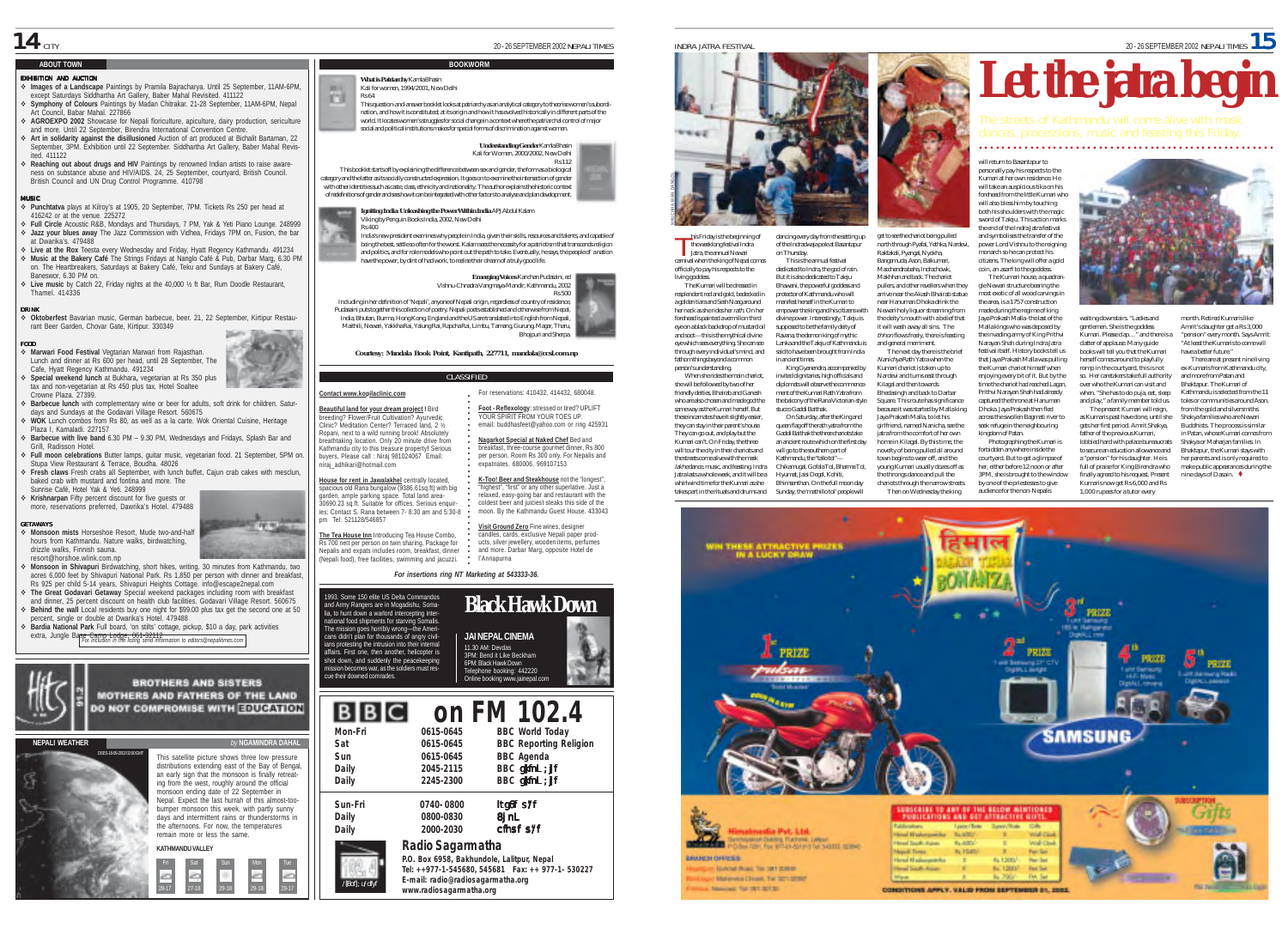## ABOUT TOWN

### EXHIBITION AND AUCTION

- **Images of a Landscape** Paintings by Pramila Bajracharya. Until 25 September, 11AM-6PM, except Saturdays Siddhartha Art Gallery, Baber Mahal Revisited. 411122
- **Symphony of Colours** Paintings by Madan Chitrakar. 21-28 September, 11AM-6PM, Nepal Art Council, Babar Mahal. 227866
- **AGROEXPO 2002** Showcase for Nepali floriculture, apiculture, dairy production, sericulture and more. Until 22 September, Birendra International Convention Centre.
- **Art in solidarity against the disillusioned** Auction of art produced at Bichalit Bartaman, 22 September, 3PM. Exhibition until 22 September. Siddhartha Art Gallery, Baber Mahal Revisited. 411122
- **Reaching out about drugs and HIV** Paintings by renowned Indian artists to raise awareness on substance abuse and HIV/AIDS. 24, 25 September, courtyard, British Council. British Council and UN Drug Control Programme. 410798

### MUSIC

- **Punchtatva** plays at Kilroy's at 1905, 20 September, 7PM. Tickets Rs 250 per head at 416242 or at the venue. 225272
- **Full Circle** Acoustic R&B, Mondays and Thursdays, 7 PM, Yak & Yeti Piano Lounge. 248999
- **Jazz your blues away** The Jazz Commission with Vidhea, Fridays 7PM on, Fusion, the bar at Dwarika's. 479488
- **Live at the Rox** Teesta every Wednesday and Friday, Hyatt Regency Kathmandu. 491234
- **Music at the Bakery Café** The Strings Fridays at Nanglo Café & Pub, Darbar Marg, 6.30 PM on. The Heartbreakers, Saturdays at Bakery Café, Teku and Sundays at Bakery Café, Baneswor, 6.30 PM on.
- **Live music** by Catch 22, Friday nights at the 40,000 ½ ft Bar, Rum Doodle Restaurant, Thamel. 414336

### DRINK

- **Oktoberfest** Bavarian music, German barbecue, beer. 21, 22 September, Kirtipur Restaurant Beer Garden, Chovar Gate, Kirtipur. 330349

### FOOD

- **Marwari Food Festival** Vegetarian Marwari from Rajasthan. Lunch and dinner at Rs 600 per head, until 28 September, The Café, Hyatt Regency Kathmandu. 491234
- **Special weekend lunch** at Bukhara, vegetarian at Rs 350 plus tax and non-vegetarian at Rs 450 plus tax. Hotel Soaltee Crowne Plaza. 27399.
- **Barbecue lunch** with complementary wine or beer for adults, soft drink for children. Saturdays and Sundays at the Godavari Village Resort. 560675
- **WOK** Lunch combos from Rs 80, as well as a la carte. Wok Oriental Cuisine, Heritage Plaza I, Kamaladi. 227157
- **Barbecue with live band** 6.30 PM – 9.30 PM, Wednesdays and Fridays, Splash Bar and Grill, Radisson Hotel.
- **Full moon celebrations** Butter lamps, guitar music, vegetarian food. 21 September, 5PM on. Stupa View Restaurant & Terrace, Boudha. 48026
- **Fresh claws** Fresh crabs all September, with lunch buffet, Cajun crab cakes with mesclun, baked crab with mustard and fontina and more. The Sunrise Café, Hotel Yak & Yeti. 248999
- **Krishnarpan** Fifty percent discount for five guests or more, reservations preferred, Dawrika's Hotel. 479488

### GETAWAYS

- **Monsoon mists** Horseshoe Resort, Mude two-and-half hours from Kathmandu. Nature walks, birdwatching, drizzle walks, Finnish sauna. resort@horshoe.wlink.com.np
- **Monsoon in Shivapuri** Birdwatching, short hikes, writing. 30 minutes from Kathmandu, two acres 6,000 feet by Shivapuri National Park. Rs 1,850 per person with dinner and breakfast, Rs 925 per child 5-14 years, Shivapuri Heights Cottage. info@escape2nepal.com
- **The Great Godavari Getaway** Special weekend packages including room with breakfast and dinner, 25 percent discount on health club facilities. Godavari Village Resort. 560675
- **Behind the wall** Local residents buy one night for $99.00 plus tax get the second one at 50 percent, single or double at Dwarika's Hotel. 479488
- **Bardia National Park** Full board, 'on stilts' cottage, pickup, $10 a day, park activities extra, Jungle Base Camp Lodge. 061-32112

*For inclusion in the listing send information to editors@nepalitimes.com*

BROTHERS AND SISTERS
MOTHERS AND FATHERS OF THE LAND
DO NOT COMPROMISE WITH EDUCATION

Hits 91.2

## NEPALI WEATHER

*by NGAMINDRA DAHAL*

This satellite picture shows three low pressure distributions extending east of the Bay of Bengal, an early sign that the monsoon is finally retreating from the west, roughly around the official monsoon ending date of 22 September in Nepal. Expect the last hurrah of this almost-too-bumper monsoon this week, with partly sunny days and intermittent rains or thunderstorms in the afternoons. For now, the temperatures remain more or less the same.

**KATHMANDU VALLEY**

| Fri | Sat | Sun | Mon | Tue |
|---|---|---|---|---|
| 28-17 | 27-18 | 29-18 | 29-18 | 29-17 |

## BOOKWORM

**What is Patriarchy** Kamla Bhasin
Kali for women, 1994/2001, New Delhi
Rs64

This question-and-answer booklet looks at patriarchy as an analytical category to theorise women's subordination, and how it is constituted; at its origin and how it has evolved historically in different parts of the world. It locates women's struggles for social change in a context where the patriarchal control of major social and political institutions makes for special forms of discrimination against women.

**Understanding Gender** Kamla Bhasin
Kali for Women, 2000/2002, New Delhi
Rs112

This booklet starts off by explaining the difference between sex and gender, the former as a biological category and the latter as its socially constructed expression. It goes on to examine the interaction of gender with other identities such as caste, class, ethnicity and nationality. The author explains the historic context of redefinitions of gender and ends how it can be integrated with other factors to analyse and plan development.

**Igniting India: Unleashing the Power Within India** APJ Abdul Kalam
Viking by Penguin Books India, 2002, New Delhi
Rs400

India's new president examines why people in India, given their skills, resources and talents, and capable of being the best, settle so often for the worst. Kalam sees the necessity for a patriotism that transcends religion and politics, and for role models who point out the path to take. Eventually, he says, the people of a nation have the power, by dint of hard work, to realise their dream of a truly good life.

**Emerging Voices** Kanchan Pudasaini, ed
Vishnu-Chandra Vangmaya Mandir, Kathmandu, 2002
Rs500

Including in her definition of 'Nepali', anyone of Nepali origin, regardless of country of residence, Pudasaini puts together this collection of poetry. Nepali poets established and otherwise from Nepal, India, Bhutan, Burma, Hong Kong, England and the US are translated into English from Nepali, Maithili, Newari, Yakkha Rai, Yalung Rai, Rupcha Rai, Limbu, Tamang, Gurung, Magar, Tharu, Bhojpuri and Sherpa.

**Courtesy: Mandala Book Point, Kantipath, 227711, mandala@ccsl.com.np**

## CLASSIFIED

**Contact www.kopilaclinic.com**

**Beautiful land for your dream project !** Bird breeding? Flower/Fruit Cultivation? Ayurvedic Clinic? Meditation Center? Terraced land, 2 ½ Ropani, next to a wild running brook! Absolutely breathtaking location. Only 20 minute drive from Kathmandu city to this treasure property! Serious buyers, Please call : Niraj 981024067 Email: niraj_adhikari@hotmail.com

**House for rent in Jawalakhel** centrally located, spacious old Rana bungalow (9386.61sq.ft) with big garden, ample parking space. Total land area-30690.23 sq.ft. Suitable for offices. Serious enquiries: Contact S. Rana between 7- 8:30 am and 5:30-8 pm Tel: 521128/546857

**The Tea House Inn** Introducing Tea House Combo, Rs 700 nett per person on twin sharing. Package for Nepalis and expats includes room, breakfast, dinner (Nepali food), free facilities, swimming and jacuzzi.

For reservations: 410432, 414432, 680048.

**Foot - Reflexology**: stressed or tired? UPLIFT YOUR SPIRIT FROM YOUR TOES UP. email: buddhasfeet@yahoo.com or ring 425931

**Nagarkot Special at Naked Chef** Bed and breakfast, three-course gourmet dinner, Rs 800 per person. Room Rs 300 only. For Nepalis and expatriates. 680006, 969107153

**K-Too! Beer and Steakhouse** not the "longest", "highest", "first" or any other superlative. Just a relaxed, easy-going bar and restaurant with the coldest beer and juiciest steaks this side of the moon. By the Kathmandu Guest House. 433043

**Visit Ground Zero** Fine wines, designer candles, cards, exclusive Nepali paper products, silver jewellery, wooden items, perfumes and more. Darbar Marg, opposite Hotel de l'Annapurna

*For insertions ring NT Marketing at 543333-36.*

## Black Hawk Down

1993. Some 150 elite US Delta Commandos and Army Rangers are in Mogadishu, Somalia, to hunt down a warlord intercepting international food shipments for starving Somalis. The mission goes horribly wrong—the Americans didn't plan for thousands of angry civilians protesting the intrusion into their internal affairs. First one, then another, helicopter is shot down, and suddenly the peacekeeping mission becomes war, as the soldiers must rescue their downed comrades.

**JAI NEPAL CINEMA**
11.30 AM: Devdas
3PM: Bend it Like Beckham
6PM: Black Hawk Down
Telephone booking: 442220
Online booking www.jainepal.com

## BBC on FM 102.4

| | | |
|---|---|---|
| Mon-Fri | 0615-0645 | BBC World Today |
| Sat | 0615-0645 | BBC Reporting Religion |
| Sun | 0615-0645 | BBC Agenda |
| Daily | 2045-2115 | BBC नेपाली सेवा |
| Daily | 2245-2300 | BBC नेपाली सेवा |

| | | |
|---|---|---|
| Sun-Fri | 0740-0800 | राष्ट्र संवाद |
| Daily | 0800-0830 | विश्व |
| Daily | 2000-2030 | प्रसारण |

**Radio Sagarmatha**
P.O. Box 6958, Bakhundole, Lalitpur, Nepal
Tel: ++977-1-545680, 545681 Fax: ++ 977-1- 530227
E-mail: radio@radiosagarmatha.org
www.radiosagarmatha.org

---

INDRA JATRA FESTIVAL

# Let the jatra begin

The streets of Kathmandu will come alive with mask dances, processions, music and feasting this Friday.

This Friday is the beginning of the weeklong festival Indra Jatra, the annual Newari carnival when the king of Nepal comes officially to pay his respects to the living goddess.

The Kumari will be dressed in resplendent red and gold, bedecked in a golden tiara and Sesh Naag around her neck as she rides her rath. On her forehead is painted a vermilion third eye on a black backdrop of mustard oil and soot—this is the mythical divine eye which sees everything. She can see through every individual's mind, and fathom things beyond a common person's understanding.

When she rides the main chariot, she will be followed by two of her friendly deities, Bhairab and Ganesh who are also chosen and made god the same way as the Kumari herself. But these incarnates have it slightly easier, they can stay in their parent's house. They can go out, and play but the Kumari can't. On Friday, the three will tour the city in their chariots and the streets come alive with the mask /lakhe dance, music, and feasting. Indra Jatra lasts a whole week, and it will be a whirlwind time for the Kumari as she takes part in the rituals and drums and dancing every day from the setting up of the Indradhwaja pole at Basantapur on Thursday.

This is the annual festival dedicated to Indra, the god of rain. But it is also dedicated to Taleju Bhawani, the powerful goddess and protector of Kathmandu who will manifest herself in the Kumari to empower the kings and his citizens with divine power. Interestingly, Taleju is supposed to be the family deity of Ravana, the demon king of mythic Lanka and the Taleju of Kathmandu is said to have been brought from India in ancient times.

King Gyanendra, accompanied by invited dignitaries, high officials and diplomats will observe the commencement of the Kumari Rath Yatra from the balcony of the Rana Victorian-style stucco Gaddi Baithak.

On Saturday, after the King and queen flag off the rath yatra from the Gaddi Baithak the three chariots take an ancient route which on the first day will go to the southern part of Kathmandu, the 'tallotol'—Chikanmugal, Gofala Tol, Bhimsen Tol, Hyumat, Jaisi Degal, Kohiti, Bhimsenthan. On the full moon day Sunday, the 'mathillo tol' people will get to see the chariot being pulled north through Pyafal, Yetkha, Nardevi, Raktakali, Pyangal, Nyokha, Bangemuda, Ason, Balkumari, Marchhendrabahal, Indrachowk, Makhhan and back. The chariot pullers, and other revellers when they arrive near the Akash Bhairab statue near Hanuman Dhoka drink the Newari holy liquor streaming from the deity's mouth with a belief that it will wash away all sins. The chhoni flows freely, there is feasting and general merriment.

The next day there is the brief Nanichya Rath Yatra when the Kumari chariot is taken up to Nardevi and turns east through Kilagal and then towards Bhedasingh and back to Darbar Square. This route has significance because it was started by Mallaking Jaya Prakash Malla, to let his girlfriend, named Nanicha, see the jatra from the comfort of her own home in Kilagal. By this time, the novelty of being pulled all around town begins to wear off, and the young Kumari usually dozes off as the throngs dance and pull the chariots through the narrow streets.

Then on Wednesday the king will return to Basantapur to personally pay his respects to the Kumari at her own residence. He will take an auspicious tika on his forehead from the little Kumari who will also bless him by touching both his shoulders with the magic sword of Taleju. This action marks the end of the Indra Jatra festival and symbolises the transfer of the power Lord Vishnu to the reigning monarch so he can protect his citizens. The king will offer a gold coin, an asarfi to the goddess.

The Kumari house, a quadrangle Newari structure bearing the most exotic of all wood carvings in the area, is a 1757 construction made during the regime of king Jaya Prakash Malla- the last of the Malla kings who was deposed by the invading army of King Prithvi Narayan Shah during Indra Jatra festival itself. History books tell us that Jaya Prakash Malla was pulling the Kumari chariot himself when enjoying every bit of it. But by the time the chariot had reached Lagan, Prithvi Narayan Shah had already captured the throne at Hanuman Dhoka. Jaya Prakash then fled across the swollen Bagmati river to seek refuge in the neighbouring kingdom of Patan.

Photographing the Kumari is forbidden anywhere inside the courtyard. But to get a glimpse of her, either before 12 noon or after 3PM, she is brought to the window by one of the priestesses to give audience for the non-Nepalis waiting downstairs. "Ladies and gentlemen. She is the goddess Kumari. Please clap…" and there is a clatter of applause. Many guide books will tell you that the Kumari herself comes around to playfully romp in the courtyard, this is not so. Her caretakers take full authority over who the Kumari can visit and when. "She has to do puja, eat, sleep and play," a family member told us.

The present Kumari will reign, as Kumaris past have done, until she gets her first period. Amrit Shakya, father of the previous Kumari, lobbied hard with palace bureaucrats to secure an education allowance and a "pension" for his daughter. He is full of praise for King Birendra who finally agreed to his request. Present Kumaris now get Rs 6,000 and Rs 1,000 rupees for a tutor every month. Retired Kumaris like Amrit's daughter get a Rs 3,000 "pension" every month. Says Amrit: "At least the Kumaris to come will have a better future."

There are at present nine living ex-Kumaris from Kathmandu city, and more from Patan and Bhaktapur. The Kumari of Kathmandu is selected from the 11 toles or communities around Ason, from the gold and silversmiths Shakya families who are Newari Buddhists. The process is similar in Patan, whose Kumari comes from Shakya or Maharjan families. In Bhaktapur, the Kumari stays with her parents and is only required to make public appearances during the nine days of Dasain. ♦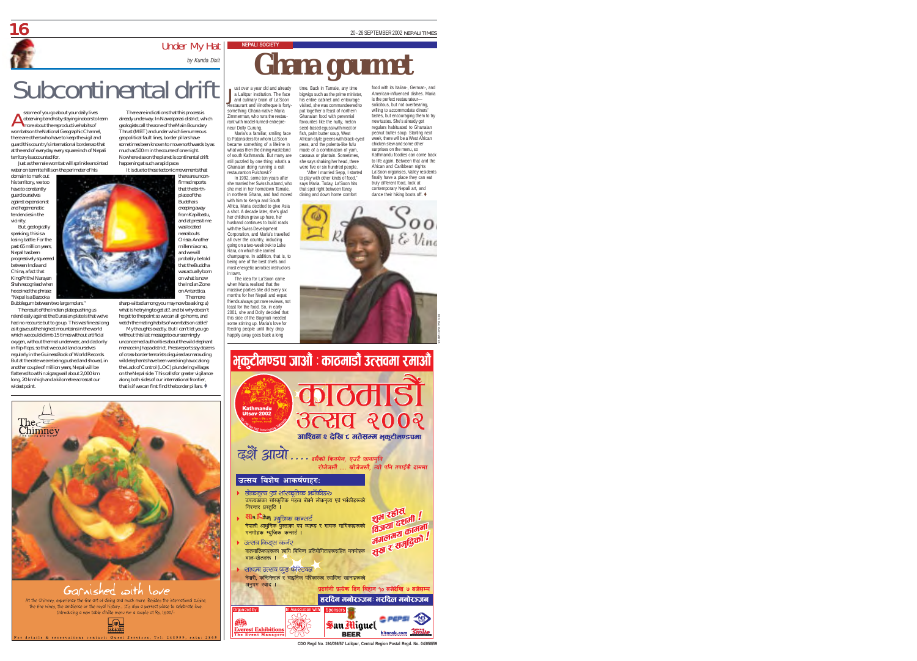## Under My Hat

*by Kunda Dixit*

# Subcontinental drift

As some of you go about your daily lives observing bandhs by staying indoors to learn more about the reproductive habits of wombats on the National Geographic Channel, there are others who have to keep the vigil and guard this country's international borders so that at the end of everyday every square inch of Nepali territory is accounted for.

Just as the male wombat will sprinkle anointed water on termite hills on the perimeter of his domain to mark out his territory, we too have to constantly guard ourselves against expansionist and hegemonistic tendencies in the vicinity.

But, geologically speaking, this is a losing battle. For the past 65 million years, Nepal has been progressively squeezed between India and China, a fact that King Prithvi Narayan Shah recognised when he coined the phrase: "Nepal is a Bazooka Bubblegum between two large molars."

The result of the Indian plate pushing us relentlessly against the Eurasian plate is that we've had no recourse but to go up. This was fine as long as it gave us the highest mountains in the world which we could climb 15 times without artificial oxygen, without thermal underwear, and clad only in flip-flops, so that we could land ourselves regularly in the Guiness Book of World Records. But at the rate we are being pushed and shoved, in another couple of million years, Nepal will be flattened to a thin zigzag wall about 2,000 km long, 20 km high and a kilometre across at our widest point.

There are indications that this process is already underway. In Nawalparasi district, which geologists call the zone of the Main Boundary Thrust (MBT) and under which lie numerous geopolitical fault lines, border pillars have sometimes been known to move northwards by as much as 500 m in the course of one night. Nowhere else on the planet is continental drift happening at such a rapid pace.

It is due to these tectonic movements that there are unconfirmed reports that the birthplace of the Buddha is creeping away from Kapilbastu, and at presstime was located nearabouts Orissa. Another millennia or so, and we will probably be told that the Buddha was actually born on what is now the Indian Zone on Antarctica.

The more sharp-witted among you may now be asking: a) what is he trying to get at?, and b) why doesn't he get to the point so we can all go home, and watch the mating habits of wombats on cable?

My thoughts exactly. But I can't let you go without this last message to our seemingly unconcerned authorities about the wild elephant menace in Jhapa district. Press reports say dozens of cross-border terrorists disguised as marauding wild elephants have been wrecking havoc along the Lack of Control (LOC) plundering villages on the Nepal side. This calls for greater vigilance along both sides of our international frontier, that is if we can first find the border pillars. ♦

The Chimney

Garnished with love

At the Chimney, experience the fine art of dining and much more. Besides the international cuisine, the fine wines, the ambience or the royal history... It's also a perfect place to celebrate love. Introducing a new table d'hôte menu for a couple at Rs. 1500/-

For details & reservations contact: Guest Services, Tel: 248999, extn: 2865

NEPALI SOCIETY

# Ghana gourmet

Just over a year old and already a Lalitpur institution. The face and culinary brain of La'Soon Restaurant and Vinotheque is forty-something Ghana-native Maria Zimmerman, who runs the restaurant with model-turned-entrepreneur Dolly Gurung.

Maria's a familiar, smiling face to Patansiders for whom La'Soon became something of a lifeline in what was then the dining wasteland of south Kathmandu. But many are still puzzled by one thing: what's a Ghanaian doing running a cult restaurant on Pulchowk?

In 1992, some ten years after she married her Swiss husband, who she met in her hometown Tamale, in northern Ghana, and had moved with him to Kenya and South Africa, Maria decided to give Asia a shot. A decade later, she's glad her children grew up here, her husband continues to build roads with the Swiss Development Corporation, and Maria's travelled all over the country, including going on a two-week trek to Lake Rara, on which she carried champagne. In addition, that is, to being one of the best chefs and most energetic aerobics instructors in town.

The idea for La'Soon came when Maria realised that the massive parties she did every six months for her Nepali and expat friends always got rave reviews, not least for the food. So, in early 2001, she and Dolly decided that this side of the Bagmati needed some stirring up. Maria's love for feeding people until they drop happily away goes back a long time. Back in Tamale, any time bigwigs such as the prime minister, his entire cabinet and entourage visited, she was commandeered to put together a feast of northern Ghanaian food with perennial favourites like the nutty, melon seed-based egussi with meat or fish, palm butter soup, West African-style greens with black-eyed peas, and the polenta-like fufu made of a combination of yam, cassava or plantain. Sometimes, she says shaking her head, there were five or six hundred people.

"After I married Sepp, I started to play with other kinds of food," says Maria. Today, La'Soon hits that spot right between fancy dining and down home comfort food with its Italian-, German-, and American-influenced dishes. Maria is the perfect restaurateur—solicitous, but not overbearing, willing to accommodate diners' tastes, but encouraging them to try new tastes. She's already got regulars habituated to Ghanaian peanut butter soup. Starting next week, there will be a West African chicken stew and some other surprises on the menu, so Kathmandu foodies can come back to life again. Between that and the African and Caribbean nights La'Soon organises, Valley residents finally have a place they can eat truly different food, look at contemporary Nepali art, and dance their hiking boots off. ♦

MIN BAJRACHARYA

## भृकुटीमण्डप जाऔं : काठमाडौं उत्सवमा रमाऔं

Kathmandu Utsav-2002

काठमाडौं उत्सव २००२

आश्विन २ देखि ८ गतेसम्म भृकुटीमण्डपमा

दशैं आयो .... दशैंको किनमेल, एउटै छानामुनि रोजेजस्तै .... खोजेजस्तै, त्यो पनि तपाईंकै दाममा

### उत्सव विशेष आकर्षणहरु:

- लोकनृत्य एवं सांस्कृतिक झाँकीहरु: उपत्यकाका सांस्कृतिक महत्व बोक्ने लोकनृत्य एवं झाँकीहरुको निरन्तर प्रस्तुति ।
- सा॰ रे॰ गा॰ म्युजिक कन्सर्ट: नेपाली आधुनिक पुस्ताका पप ब्याण्ड र गायक गायिकाहरुको मनमोहक म्युजिक कन्सर्ट ।
- उत्सव किड्स कर्नर: बालबालिकाहरुका लागि विभिन्न प्रतियोगिताहरुसहित मनमोहक बाल-खेलहरु ।
- साथमा उत्सव फुड फेस्टिवल: नेवारी, कन्टिनेन्टल र चाइनिज परिकारका स्वादिष्ट खानाहरुको अनुपम स्वाद ।

शुभ रहोस् विजया दशमी ! मंगलमय कामना सुख र समृद्धिको !

प्रदर्शनी प्रत्येक दिन बिहान १० बजेदेखि ७ बजेसम्म

हरदिन मनोरञ्जन: भरदिन मनोरञ्जन

Organized by: Everest Exhibitions The Event Managers | In Association with | Sponsors: San Miguel BEER, PEPSI, bitorak.com, Smile

CDO Regd No. 194/056/57 Lalitpur, Central Region Postal Regd. No. 04/058/59